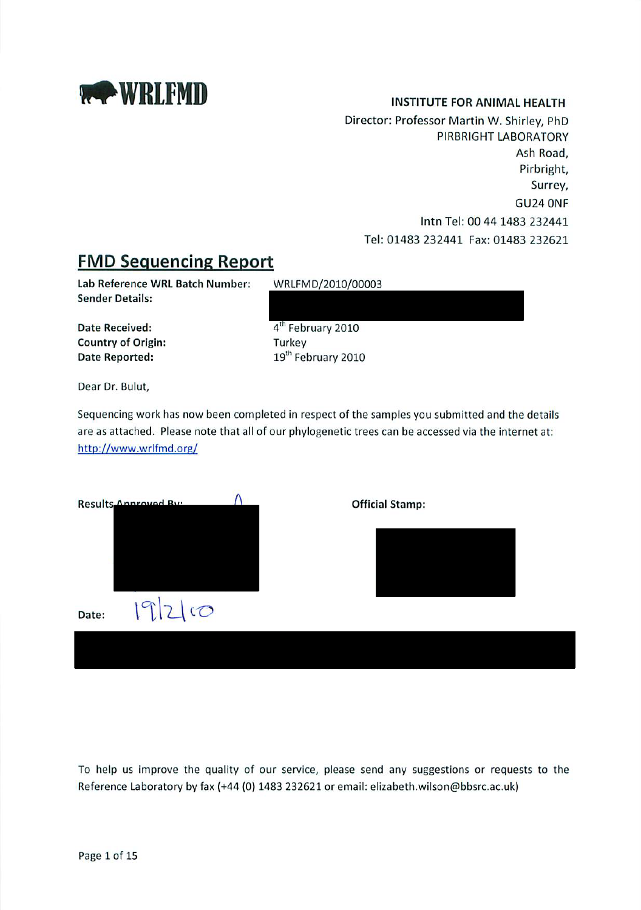**WRLFMD**

**INSTITUTE FOR ANIMAL HEALTH**
Director: Professor Martin W. Shirley, PhD
PIRBRIGHT LABORATORY
Ash Road,
Pirbright,
Surrey,
GU24 0NF
Intn Tel: 00 44 1483 232441
Tel: 01483 232441 Fax: 01483 232621

## FMD Sequencing Report

| | |
|---|---|
| **Lab Reference WRL Batch Number:** | WRLFMD/2010/00003 |
| **Sender Details:** | |
| **Date Received:** | 4[th] February 2010 |
| **Country of Origin:** | Turkey |
| **Date Reported:** | 19[th] February 2010 |

Dear Dr. Bulut,

Sequencing work has now been completed in respect of the samples you submitted and the details are as attached. Please note that all of our phylogenetic trees can be accessed via the internet at: http://www.wrlfmd.org/

**Results Approved By:**

**Official Stamp:**

Date: 19/2/10

To help us improve the quality of our service, please send any suggestions or requests to the Reference Laboratory by fax (+44 (0) 1483 232621 or email: elizabeth.wilson@bbsrc.ac.uk)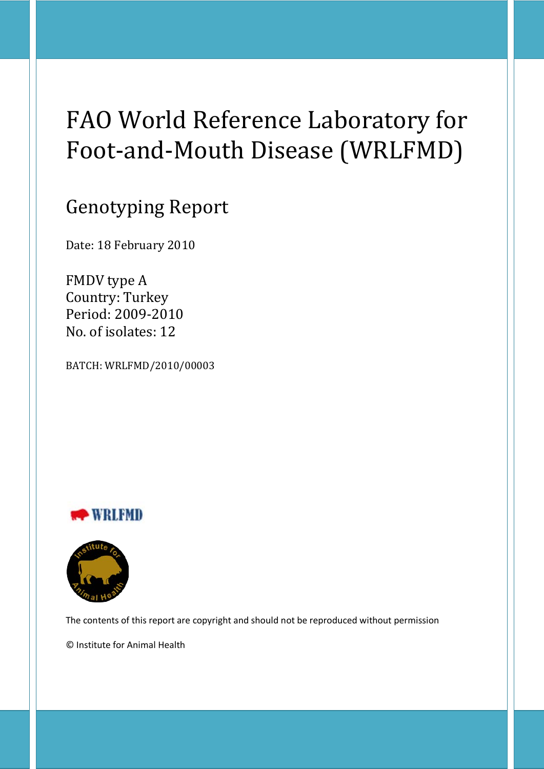# FAO World Reference Laboratory for Foot-and-Mouth Disease (WRLFMD)

## Genotyping Report

Date: 18 February 2010

FMDV type A
Country: Turkey
Period: 2009-2010
No. of isolates: 12

BATCH: WRLFMD/2010/00003

WRLFMD

The contents of this report are copyright and should not be reproduced without permission

© Institute for Animal Health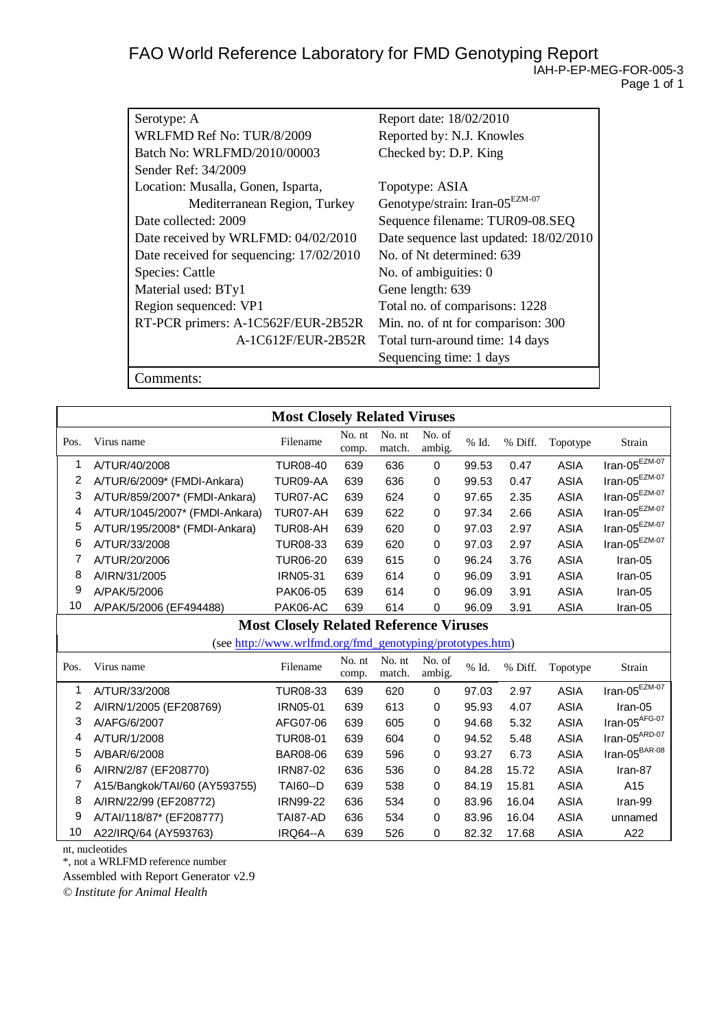# FAO World Reference Laboratory for FMD Genotyping Report

IAH-P-EP-MEG-FOR-005-3

| | |
|---|---|
| Serotype: A | Report date: 18/02/2010 |
| WRLFMD Ref No: TUR/8/2009 | Reported by: N.J. Knowles |
| Batch No: WRLFMD/2010/00003 | Checked by: D.P. King |
| Sender Ref: 34/2009 | |
| Location: Musalla, Gonen, Isparta, Mediterranean Region, Turkey | Topotype: ASIA |
| | Genotype/strain: Iran-05[EZM-07] |
| Date collected: 2009 | Sequence filename: TUR09-08.SEQ |
| Date received by WRLFMD: 04/02/2010 | Date sequence last updated: 18/02/2010 |
| Date received for sequencing: 17/02/2010 | No. of Nt determined: 639 |
| Species: Cattle | No. of ambiguities: 0 |
| Material used: BTy1 | Gene length: 639 |
| Region sequenced: VP1 | Total no. of comparisons: 1228 |
| RT-PCR primers: A-1C562F/EUR-2B52R | Min. no. of nt for comparison: 300 |
| A-1C612F/EUR-2B52R | Total turn-around time: 14 days |
| | Sequencing time: 1 days |

Comments:

## Most Closely Related Viruses

| Pos. | Virus name | Filename | No. nt comp. | No. nt match. | No. of ambig. | % Id. | % Diff. | Topotype | Strain |
|---|---|---|---|---|---|---|---|---|---|
| 1 | A/TUR/40/2008 | TUR08-40 | 639 | 636 | 0 | 99.53 | 0.47 | ASIA | Iran-05[EZM-07] |
| 2 | A/TUR/6/2009* (FMDI-Ankara) | TUR09-AA | 639 | 636 | 0 | 99.53 | 0.47 | ASIA | Iran-05[EZM-07] |
| 3 | A/TUR/859/2007* (FMDI-Ankara) | TUR07-AC | 639 | 624 | 0 | 97.65 | 2.35 | ASIA | Iran-05[EZM-07] |
| 4 | A/TUR/1045/2007* (FMDI-Ankara) | TUR07-AH | 639 | 622 | 0 | 97.34 | 2.66 | ASIA | Iran-05[EZM-07] |
| 5 | A/TUR/195/2008* (FMDI-Ankara) | TUR08-AH | 639 | 620 | 0 | 97.03 | 2.97 | ASIA | Iran-05[EZM-07] |
| 6 | A/TUR/33/2008 | TUR08-33 | 639 | 620 | 0 | 97.03 | 2.97 | ASIA | Iran-05[EZM-07] |
| 7 | A/TUR/20/2006 | TUR06-20 | 639 | 615 | 0 | 96.24 | 3.76 | ASIA | Iran-05 |
| 8 | A/IRN/31/2005 | IRN05-31 | 639 | 614 | 0 | 96.09 | 3.91 | ASIA | Iran-05 |
| 9 | A/PAK/5/2006 | PAK06-05 | 639 | 614 | 0 | 96.09 | 3.91 | ASIA | Iran-05 |
| 10 | A/PAK/5/2006 (EF494488) | PAK06-AC | 639 | 614 | 0 | 96.09 | 3.91 | ASIA | Iran-05 |

## Most Closely Related Reference Viruses

(see http://www.wrlfmd.org/fmd_genotyping/prototypes.htm)

| Pos. | Virus name | Filename | No. nt comp. | No. nt match. | No. of ambig. | % Id. | % Diff. | Topotype | Strain |
|---|---|---|---|---|---|---|---|---|---|
| 1 | A/TUR/33/2008 | TUR08-33 | 639 | 620 | 0 | 97.03 | 2.97 | ASIA | Iran-05[EZM-07] |
| 2 | A/IRN/1/2005 (EF208769) | IRN05-01 | 639 | 613 | 0 | 95.93 | 4.07 | ASIA | Iran-05 |
| 3 | A/AFG/6/2007 | AFG07-06 | 639 | 605 | 0 | 94.68 | 5.32 | ASIA | Iran-05[AFG-07] |
| 4 | A/TUR/1/2008 | TUR08-01 | 639 | 604 | 0 | 94.52 | 5.48 | ASIA | Iran-05[ARD-07] |
| 5 | A/BAR/6/2008 | BAR08-06 | 639 | 596 | 0 | 93.27 | 6.73 | ASIA | Iran-05[BAR-08] |
| 6 | A/IRN/2/87 (EF208770) | IRN87-02 | 636 | 536 | 0 | 84.28 | 15.72 | ASIA | Iran-87 |
| 7 | A15/Bangkok/TAI/60 (AY593755) | TAI60--D | 639 | 538 | 0 | 84.19 | 15.81 | ASIA | A15 |
| 8 | A/IRN/22/99 (EF208772) | IRN99-22 | 636 | 534 | 0 | 83.96 | 16.04 | ASIA | Iran-99 |
| 9 | A/TAI/118/87* (EF208777) | TAI87-AD | 636 | 534 | 0 | 83.96 | 16.04 | ASIA | unnamed |
| 10 | A22/IRQ/64 (AY593763) | IRQ64--A | 639 | 526 | 0 | 82.32 | 17.68 | ASIA | A22 |

nt, nucleotides

*, not a WRLFMD reference number

Assembled with Report Generator v2.9

*© Institute for Animal Health*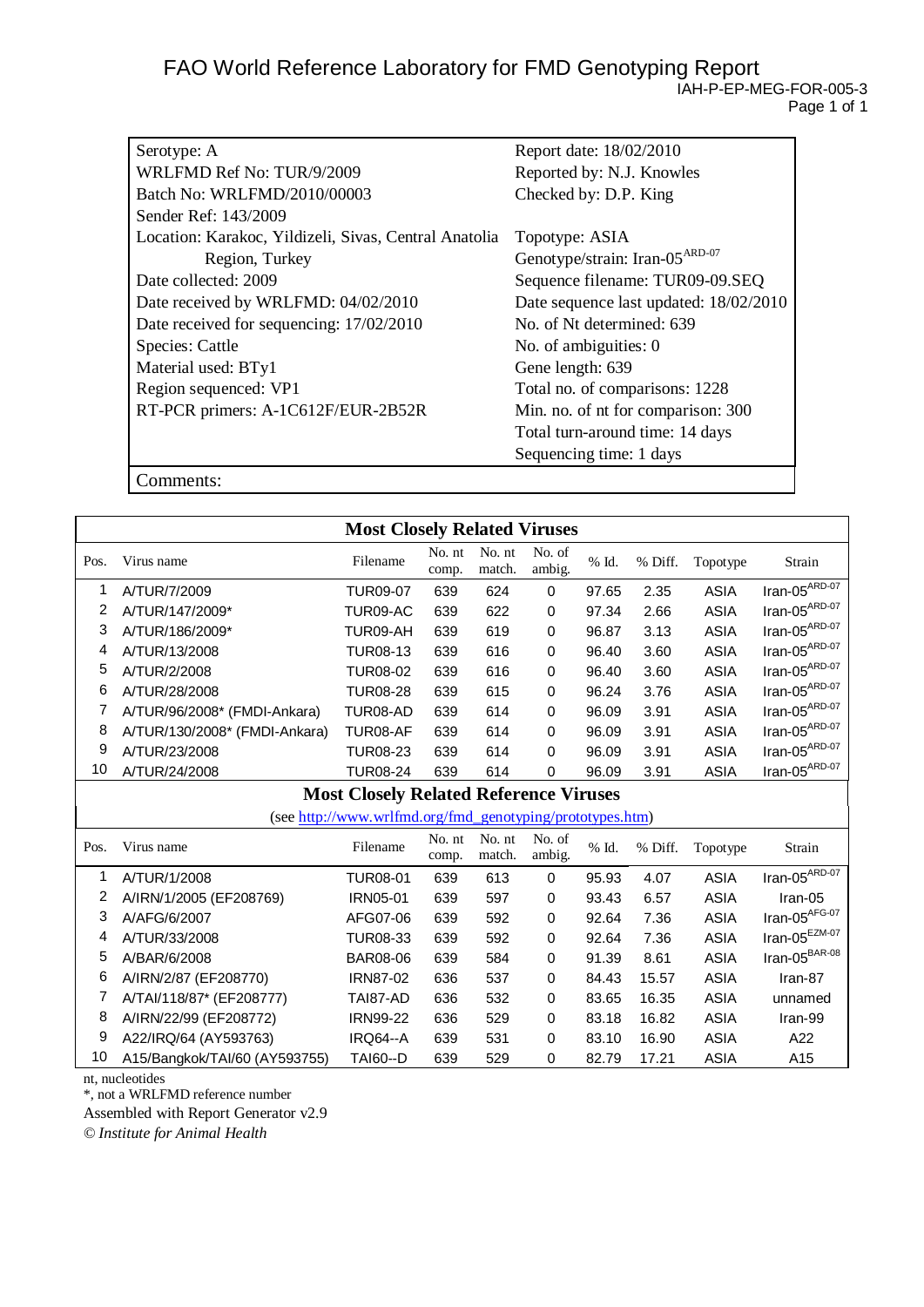# FAO World Reference Laboratory for FMD Genotyping Report

IAH-P-EP-MEG-FOR-005-3

| | |
|---|---|
| Serotype: A | Report date: 18/02/2010 |
| WRLFMD Ref No: TUR/9/2009 | Reported by: N.J. Knowles |
| Batch No: WRLFMD/2010/00003 | Checked by: D.P. King |
| Sender Ref: 143/2009 | |
| Location: Karakoc, Yildizeli, Sivas, Central Anatolia Region, Turkey | Topotype: ASIA |
| | Genotype/strain: Iran-05[ARD-07] |
| Date collected: 2009 | Sequence filename: TUR09-09.SEQ |
| Date received by WRLFMD: 04/02/2010 | Date sequence last updated: 18/02/2010 |
| Date received for sequencing: 17/02/2010 | No. of Nt determined: 639 |
| Species: Cattle | No. of ambiguities: 0 |
| Material used: BTy1 | Gene length: 639 |
| Region sequenced: VP1 | Total no. of comparisons: 1228 |
| RT-PCR primers: A-1C612F/EUR-2B52R | Min. no. of nt for comparison: 300 |
| | Total turn-around time: 14 days |
| | Sequencing time: 1 days |

Comments:

## Most Closely Related Viruses

| Pos. | Virus name | Filename | No. nt comp. | No. nt match. | No. of ambig. | % Id. | % Diff. | Topotype | Strain |
|---|---|---|---|---|---|---|---|---|---|
| 1 | A/TUR/7/2009 | TUR09-07 | 639 | 624 | 0 | 97.65 | 2.35 | ASIA | Iran-05[ARD-07] |
| 2 | A/TUR/147/2009* | TUR09-AC | 639 | 622 | 0 | 97.34 | 2.66 | ASIA | Iran-05[ARD-07] |
| 3 | A/TUR/186/2009* | TUR09-AH | 639 | 619 | 0 | 96.87 | 3.13 | ASIA | Iran-05[ARD-07] |
| 4 | A/TUR/13/2008 | TUR08-13 | 639 | 616 | 0 | 96.40 | 3.60 | ASIA | Iran-05[ARD-07] |
| 5 | A/TUR/2/2008 | TUR08-02 | 639 | 616 | 0 | 96.40 | 3.60 | ASIA | Iran-05[ARD-07] |
| 6 | A/TUR/28/2008 | TUR08-28 | 639 | 615 | 0 | 96.24 | 3.76 | ASIA | Iran-05[ARD-07] |
| 7 | A/TUR/96/2008* (FMDI-Ankara) | TUR08-AD | 639 | 614 | 0 | 96.09 | 3.91 | ASIA | Iran-05[ARD-07] |
| 8 | A/TUR/130/2008* (FMDI-Ankara) | TUR08-AF | 639 | 614 | 0 | 96.09 | 3.91 | ASIA | Iran-05[ARD-07] |
| 9 | A/TUR/23/2008 | TUR08-23 | 639 | 614 | 0 | 96.09 | 3.91 | ASIA | Iran-05[ARD-07] |
| 10 | A/TUR/24/2008 | TUR08-24 | 639 | 614 | 0 | 96.09 | 3.91 | ASIA | Iran-05[ARD-07] |

## Most Closely Related Reference Viruses

(see http://www.wrlfmd.org/fmd_genotyping/prototypes.htm)

| Pos. | Virus name | Filename | No. nt comp. | No. nt match. | No. of ambig. | % Id. | % Diff. | Topotype | Strain |
|---|---|---|---|---|---|---|---|---|---|
| 1 | A/TUR/1/2008 | TUR08-01 | 639 | 613 | 0 | 95.93 | 4.07 | ASIA | Iran-05[ARD-07] |
| 2 | A/IRN/1/2005 (EF208769) | IRN05-01 | 639 | 597 | 0 | 93.43 | 6.57 | ASIA | Iran-05 |
| 3 | A/AFG/6/2007 | AFG07-06 | 639 | 592 | 0 | 92.64 | 7.36 | ASIA | Iran-05[AFG-07] |
| 4 | A/TUR/33/2008 | TUR08-33 | 639 | 592 | 0 | 92.64 | 7.36 | ASIA | Iran-05[EZM-07] |
| 5 | A/BAR/6/2008 | BAR08-06 | 639 | 584 | 0 | 91.39 | 8.61 | ASIA | Iran-05[BAR-08] |
| 6 | A/IRN/2/87 (EF208770) | IRN87-02 | 636 | 537 | 0 | 84.43 | 15.57 | ASIA | Iran-87 |
| 7 | A/TAI/118/87* (EF208777) | TAI87-AD | 636 | 532 | 0 | 83.65 | 16.35 | ASIA | unnamed |
| 8 | A/IRN/22/99 (EF208772) | IRN99-22 | 636 | 529 | 0 | 83.18 | 16.82 | ASIA | Iran-99 |
| 9 | A22/IRQ/64 (AY593763) | IRQ64--A | 639 | 531 | 0 | 83.10 | 16.90 | ASIA | A22 |
| 10 | A15/Bangkok/TAI/60 (AY593755) | TAI60--D | 639 | 529 | 0 | 82.79 | 17.21 | ASIA | A15 |

nt, nucleotides

*, not a WRLFMD reference number

Assembled with Report Generator v2.9

*© Institute for Animal Health*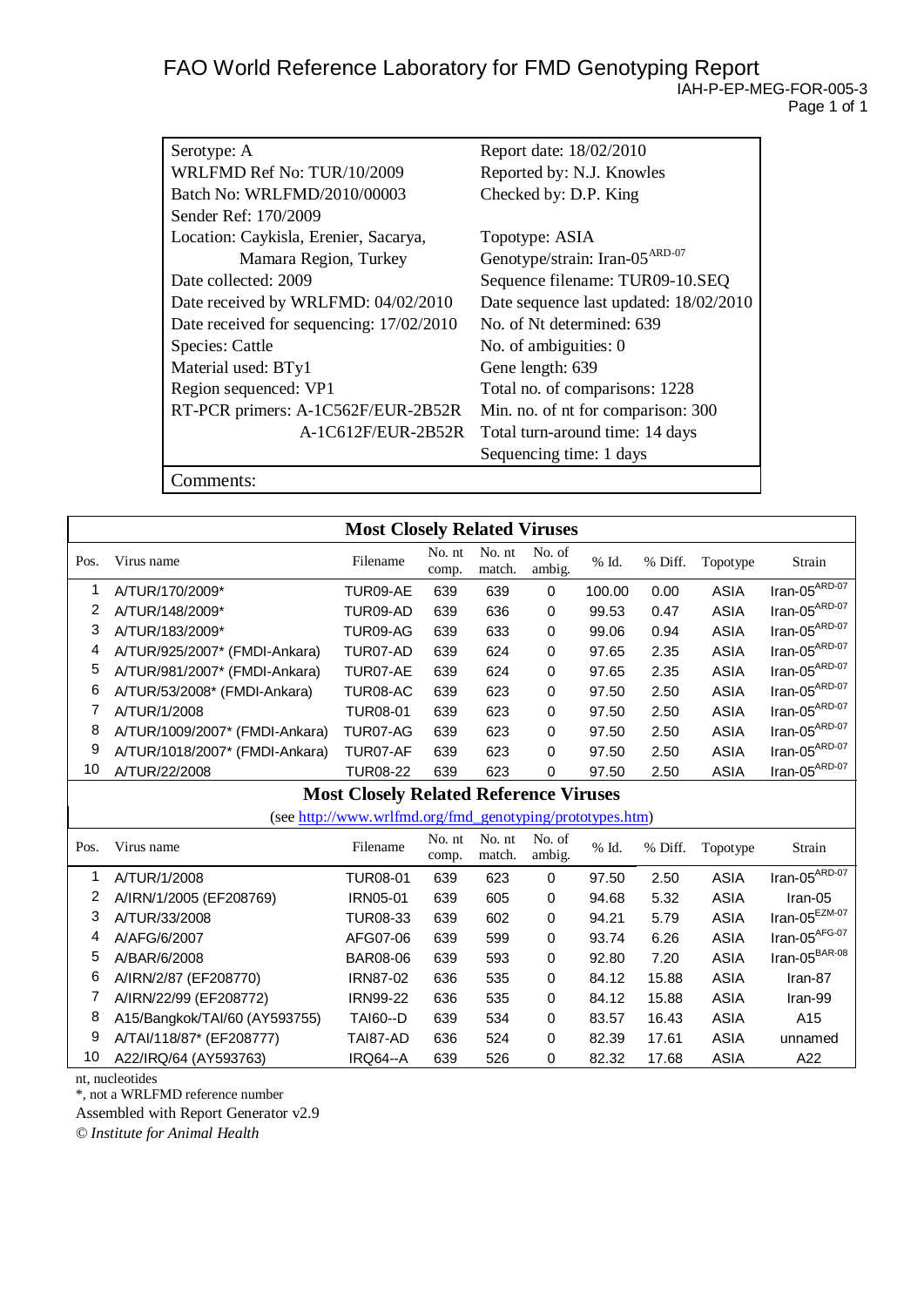# FAO World Reference Laboratory for FMD Genotyping Report

IAH-P-EP-MEG-FOR-005-3

| | |
|---|---|
| Serotype: A | Report date: 18/02/2010 |
| WRLFMD Ref No: TUR/10/2009 | Reported by: N.J. Knowles |
| Batch No: WRLFMD/2010/00003 | Checked by: D.P. King |
| Sender Ref: 170/2009 | |
| Location: Caykisla, Erenier, Sacarya, Mamara Region, Turkey | Topotype: ASIA |
| | Genotype/strain: Iran-05$^{ARD-07}$ |
| Date collected: 2009 | Sequence filename: TUR09-10.SEQ |
| Date received by WRLFMD: 04/02/2010 | Date sequence last updated: 18/02/2010 |
| Date received for sequencing: 17/02/2010 | No. of Nt determined: 639 |
| Species: Cattle | No. of ambiguities: 0 |
| Material used: BTy1 | Gene length: 639 |
| Region sequenced: VP1 | Total no. of comparisons: 1228 |
| RT-PCR primers: A-1C562F/EUR-2B52R | Min. no. of nt for comparison: 300 |
| A-1C612F/EUR-2B52R | Total turn-around time: 14 days |
| | Sequencing time: 1 days |

Comments:

## Most Closely Related Viruses

| Pos. | Virus name | Filename | No. nt comp. | No. nt match. | No. of ambig. | % Id. | % Diff. | Topotype | Strain |
|---|---|---|---|---|---|---|---|---|---|
| 1 | A/TUR/170/2009* | TUR09-AE | 639 | 639 | 0 | 100.00 | 0.00 | ASIA | Iran-05$^{ARD-07}$ |
| 2 | A/TUR/148/2009* | TUR09-AD | 639 | 636 | 0 | 99.53 | 0.47 | ASIA | Iran-05$^{ARD-07}$ |
| 3 | A/TUR/183/2009* | TUR09-AG | 639 | 633 | 0 | 99.06 | 0.94 | ASIA | Iran-05$^{ARD-07}$ |
| 4 | A/TUR/925/2007* (FMDI-Ankara) | TUR07-AD | 639 | 624 | 0 | 97.65 | 2.35 | ASIA | Iran-05$^{ARD-07}$ |
| 5 | A/TUR/981/2007* (FMDI-Ankara) | TUR07-AE | 639 | 624 | 0 | 97.65 | 2.35 | ASIA | Iran-05$^{ARD-07}$ |
| 6 | A/TUR/53/2008* (FMDI-Ankara) | TUR08-AC | 639 | 623 | 0 | 97.50 | 2.50 | ASIA | Iran-05$^{ARD-07}$ |
| 7 | A/TUR/1/2008 | TUR08-01 | 639 | 623 | 0 | 97.50 | 2.50 | ASIA | Iran-05$^{ARD-07}$ |
| 8 | A/TUR/1009/2007* (FMDI-Ankara) | TUR07-AG | 639 | 623 | 0 | 97.50 | 2.50 | ASIA | Iran-05$^{ARD-07}$ |
| 9 | A/TUR/1018/2007* (FMDI-Ankara) | TUR07-AF | 639 | 623 | 0 | 97.50 | 2.50 | ASIA | Iran-05$^{ARD-07}$ |
| 10 | A/TUR/22/2008 | TUR08-22 | 639 | 623 | 0 | 97.50 | 2.50 | ASIA | Iran-05$^{ARD-07}$ |

## Most Closely Related Reference Viruses

(see http://www.wrlfmd.org/fmd_genotyping/prototypes.htm)

| Pos. | Virus name | Filename | No. nt comp. | No. nt match. | No. of ambig. | % Id. | % Diff. | Topotype | Strain |
|---|---|---|---|---|---|---|---|---|---|
| 1 | A/TUR/1/2008 | TUR08-01 | 639 | 623 | 0 | 97.50 | 2.50 | ASIA | Iran-05$^{ARD-07}$ |
| 2 | A/IRN/1/2005 (EF208769) | IRN05-01 | 639 | 605 | 0 | 94.68 | 5.32 | ASIA | Iran-05 |
| 3 | A/TUR/33/2008 | TUR08-33 | 639 | 602 | 0 | 94.21 | 5.79 | ASIA | Iran-05$^{EZM-07}$ |
| 4 | A/AFG/6/2007 | AFG07-06 | 639 | 599 | 0 | 93.74 | 6.26 | ASIA | Iran-05$^{AFG-07}$ |
| 5 | A/BAR/6/2008 | BAR08-06 | 639 | 593 | 0 | 92.80 | 7.20 | ASIA | Iran-05$^{BAR-08}$ |
| 6 | A/IRN/2/87 (EF208770) | IRN87-02 | 636 | 535 | 0 | 84.12 | 15.88 | ASIA | Iran-87 |
| 7 | A/IRN/22/99 (EF208772) | IRN99-22 | 636 | 535 | 0 | 84.12 | 15.88 | ASIA | Iran-99 |
| 8 | A15/Bangkok/TAI/60 (AY593755) | TAI60--D | 639 | 534 | 0 | 83.57 | 16.43 | ASIA | A15 |
| 9 | A/TAI/118/87* (EF208777) | TAI87-AD | 636 | 524 | 0 | 82.39 | 17.61 | ASIA | unnamed |
| 10 | A22/IRQ/64 (AY593763) | IRQ64--A | 639 | 526 | 0 | 82.32 | 17.68 | ASIA | A22 |

nt, nucleotides

*, not a WRLFMD reference number

Assembled with Report Generator v2.9

© *Institute for Animal Health*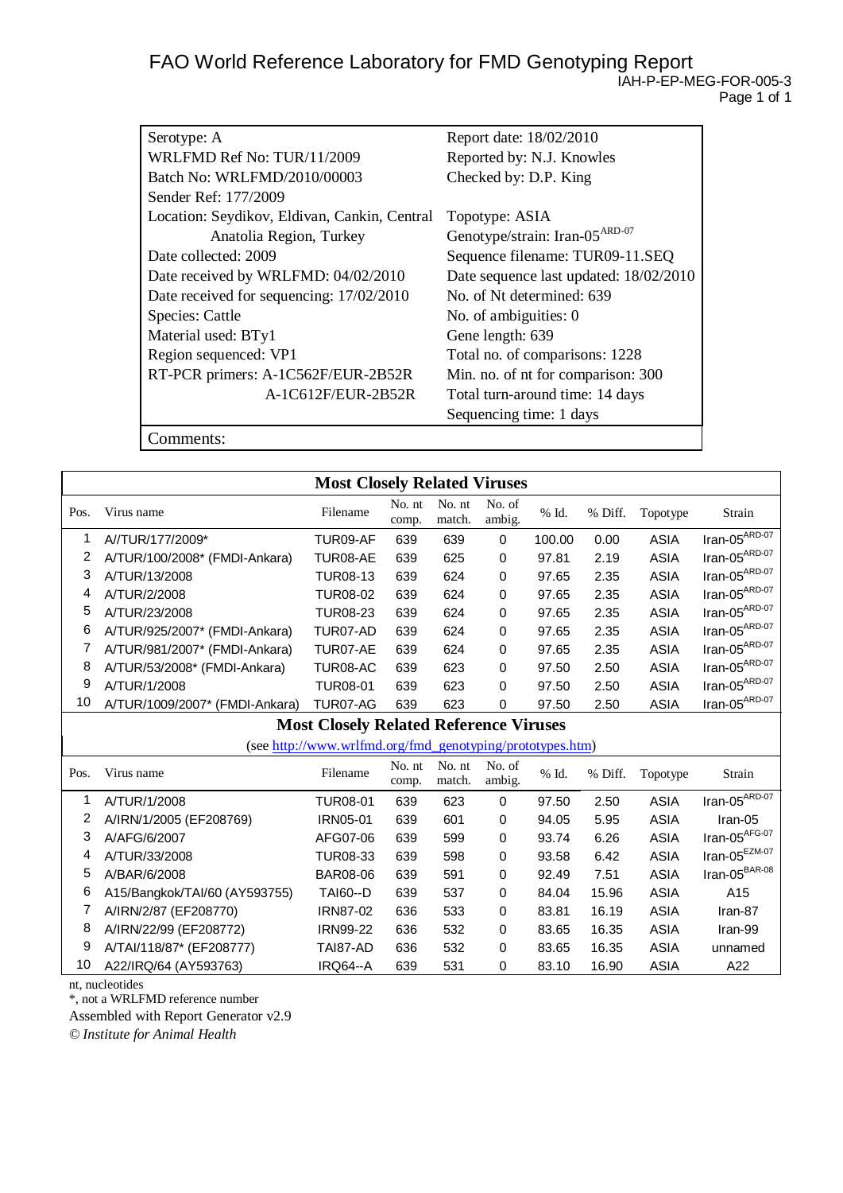# FAO World Reference Laboratory for FMD Genotyping Report

IAH-P-EP-MEG-FOR-005-3

| | |
|---|---|
| Serotype: A | Report date: 18/02/2010 |
| WRLFMD Ref No: TUR/11/2009 | Reported by: N.J. Knowles |
| Batch No: WRLFMD/2010/00003 | Checked by: D.P. King |
| Sender Ref: 177/2009 | |
| Location: Seydikov, Eldivan, Cankin, Central Anatolia Region, Turkey | Topotype: ASIA |
| | Genotype/strain: Iran-05 $^{ARD-07}$ |
| Date collected: 2009 | Sequence filename: TUR09-11.SEQ |
| Date received by WRLFMD: 04/02/2010 | Date sequence last updated: 18/02/2010 |
| Date received for sequencing: 17/02/2010 | No. of Nt determined: 639 |
| Species: Cattle | No. of ambiguities: 0 |
| Material used: BTy1 | Gene length: 639 |
| Region sequenced: VP1 | Total no. of comparisons: 1228 |
| RT-PCR primers: A-1C562F/EUR-2B52R A-1C612F/EUR-2B52R | Min. no. of nt for comparison: 300 |
| | Total turn-around time: 14 days |
| | Sequencing time: 1 days |

Comments:

## Most Closely Related Viruses

| Pos. | Virus name | Filename | No. nt comp. | No. nt match. | No. of ambig. | % Id. | % Diff. | Topotype | Strain |
|---|---|---|---|---|---|---|---|---|---|
| 1 | A//TUR/177/2009* | TUR09-AF | 639 | 639 | 0 | 100.00 | 0.00 | ASIA | Iran-05 $^{ARD-07}$ |
| 2 | A/TUR/100/2008* (FMDI-Ankara) | TUR08-AE | 639 | 625 | 0 | 97.81 | 2.19 | ASIA | Iran-05 $^{ARD-07}$ |
| 3 | A/TUR/13/2008 | TUR08-13 | 639 | 624 | 0 | 97.65 | 2.35 | ASIA | Iran-05 $^{ARD-07}$ |
| 4 | A/TUR/2/2008 | TUR08-02 | 639 | 624 | 0 | 97.65 | 2.35 | ASIA | Iran-05 $^{ARD-07}$ |
| 5 | A/TUR/23/2008 | TUR08-23 | 639 | 624 | 0 | 97.65 | 2.35 | ASIA | Iran-05 $^{ARD-07}$ |
| 6 | A/TUR/925/2007* (FMDI-Ankara) | TUR07-AD | 639 | 624 | 0 | 97.65 | 2.35 | ASIA | Iran-05 $^{ARD-07}$ |
| 7 | A/TUR/981/2007* (FMDI-Ankara) | TUR07-AE | 639 | 624 | 0 | 97.65 | 2.35 | ASIA | Iran-05 $^{ARD-07}$ |
| 8 | A/TUR/53/2008* (FMDI-Ankara) | TUR08-AC | 639 | 623 | 0 | 97.50 | 2.50 | ASIA | Iran-05 $^{ARD-07}$ |
| 9 | A/TUR/1/2008 | TUR08-01 | 639 | 623 | 0 | 97.50 | 2.50 | ASIA | Iran-05 $^{ARD-07}$ |
| 10 | A/TUR/1009/2007* (FMDI-Ankara) | TUR07-AG | 639 | 623 | 0 | 97.50 | 2.50 | ASIA | Iran-05 $^{ARD-07}$ |

## Most Closely Related Reference Viruses

(see http://www.wrlfmd.org/fmd_genotyping/prototypes.htm)

| Pos. | Virus name | Filename | No. nt comp. | No. nt match. | No. of ambig. | % Id. | % Diff. | Topotype | Strain |
|---|---|---|---|---|---|---|---|---|---|
| 1 | A/TUR/1/2008 | TUR08-01 | 639 | 623 | 0 | 97.50 | 2.50 | ASIA | Iran-05 $^{ARD-07}$ |
| 2 | A/IRN/1/2005 (EF208769) | IRN05-01 | 639 | 601 | 0 | 94.05 | 5.95 | ASIA | Iran-05 |
| 3 | A/AFG/6/2007 | AFG07-06 | 639 | 599 | 0 | 93.74 | 6.26 | ASIA | Iran-05 $^{AFG-07}$ |
| 4 | A/TUR/33/2008 | TUR08-33 | 639 | 598 | 0 | 93.58 | 6.42 | ASIA | Iran-05 $^{EZM-07}$ |
| 5 | A/BAR/6/2008 | BAR08-06 | 639 | 591 | 0 | 92.49 | 7.51 | ASIA | Iran-05 $^{BAR-08}$ |
| 6 | A15/Bangkok/TAI/60 (AY593755) | TAI60--D | 639 | 537 | 0 | 84.04 | 15.96 | ASIA | A15 |
| 7 | A/IRN/2/87 (EF208770) | IRN87-02 | 636 | 533 | 0 | 83.81 | 16.19 | ASIA | Iran-87 |
| 8 | A/IRN/22/99 (EF208772) | IRN99-22 | 636 | 532 | 0 | 83.65 | 16.35 | ASIA | Iran-99 |
| 9 | A/TAI/118/87* (EF208777) | TAI87-AD | 636 | 532 | 0 | 83.65 | 16.35 | ASIA | unnamed |
| 10 | A22/IRQ/64 (AY593763) | IRQ64--A | 639 | 531 | 0 | 83.10 | 16.90 | ASIA | A22 |

nt, nucleotides

*, not a WRLFMD reference number

Assembled with Report Generator v2.9

© *Institute for Animal Health*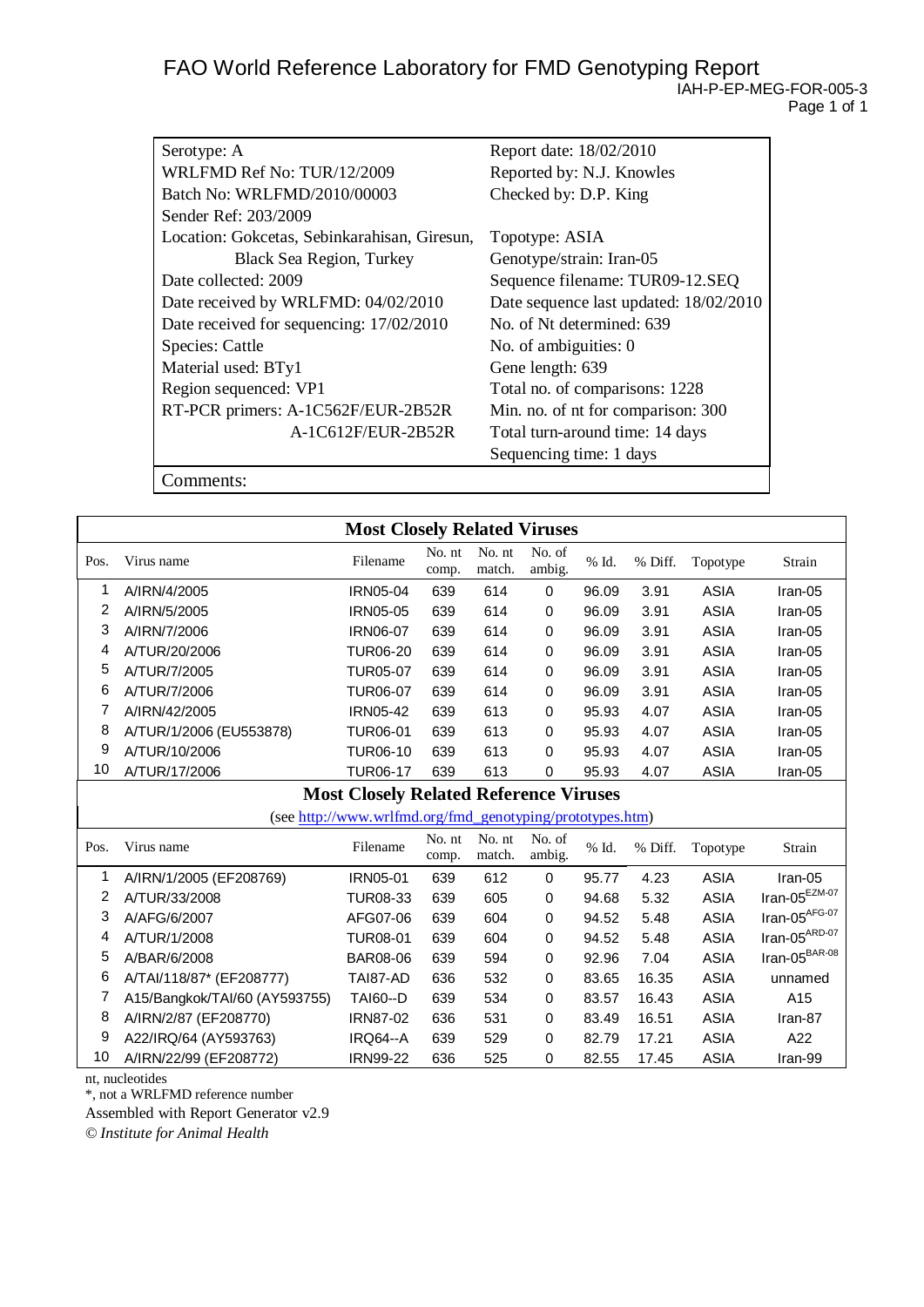# FAO World Reference Laboratory for FMD Genotyping Report

IAH-P-EP-MEG-FOR-005-3

| | |
|---|---|
| Serotype: A | Report date: 18/02/2010 |
| WRLFMD Ref No: TUR/12/2009 | Reported by: N.J. Knowles |
| Batch No: WRLFMD/2010/00003 | Checked by: D.P. King |
| Sender Ref: 203/2009 | |
| Location: Gokcetas, Sebinkarahisan, Giresun, Black Sea Region, Turkey | Topotype: ASIA |
| | Genotype/strain: Iran-05 |
| Date collected: 2009 | Sequence filename: TUR09-12.SEQ |
| Date received by WRLFMD: 04/02/2010 | Date sequence last updated: 18/02/2010 |
| Date received for sequencing: 17/02/2010 | No. of Nt determined: 639 |
| Species: Cattle | No. of ambiguities: 0 |
| Material used: BTy1 | Gene length: 639 |
| Region sequenced: VP1 | Total no. of comparisons: 1228 |
| RT-PCR primers: A-1C562F/EUR-2B52R | Min. no. of nt for comparison: 300 |
| A-1C612F/EUR-2B52R | Total turn-around time: 14 days |
| | Sequencing time: 1 days |

Comments:

## Most Closely Related Viruses

| Pos. | Virus name | Filename | No. nt comp. | No. nt match. | No. of ambig. | % Id. | % Diff. | Topotype | Strain |
|---|---|---|---|---|---|---|---|---|---|
| 1 | A/IRN/4/2005 | IRN05-04 | 639 | 614 | 0 | 96.09 | 3.91 | ASIA | Iran-05 |
| 2 | A/IRN/5/2005 | IRN05-05 | 639 | 614 | 0 | 96.09 | 3.91 | ASIA | Iran-05 |
| 3 | A/IRN/7/2006 | IRN06-07 | 639 | 614 | 0 | 96.09 | 3.91 | ASIA | Iran-05 |
| 4 | A/TUR/20/2006 | TUR06-20 | 639 | 614 | 0 | 96.09 | 3.91 | ASIA | Iran-05 |
| 5 | A/TUR/7/2005 | TUR05-07 | 639 | 614 | 0 | 96.09 | 3.91 | ASIA | Iran-05 |
| 6 | A/TUR/7/2006 | TUR06-07 | 639 | 614 | 0 | 96.09 | 3.91 | ASIA | Iran-05 |
| 7 | A/IRN/42/2005 | IRN05-42 | 639 | 613 | 0 | 95.93 | 4.07 | ASIA | Iran-05 |
| 8 | A/TUR/1/2006 (EU553878) | TUR06-01 | 639 | 613 | 0 | 95.93 | 4.07 | ASIA | Iran-05 |
| 9 | A/TUR/10/2006 | TUR06-10 | 639 | 613 | 0 | 95.93 | 4.07 | ASIA | Iran-05 |
| 10 | A/TUR/17/2006 | TUR06-17 | 639 | 613 | 0 | 95.93 | 4.07 | ASIA | Iran-05 |

## Most Closely Related Reference Viruses

(see http://www.wrlfmd.org/fmd_genotyping/prototypes.htm)

| Pos. | Virus name | Filename | No. nt comp. | No. nt match. | No. of ambig. | % Id. | % Diff. | Topotype | Strain |
|---|---|---|---|---|---|---|---|---|---|
| 1 | A/IRN/1/2005 (EF208769) | IRN05-01 | 639 | 612 | 0 | 95.77 | 4.23 | ASIA | Iran-05 |
| 2 | A/TUR/33/2008 | TUR08-33 | 639 | 605 | 0 | 94.68 | 5.32 | ASIA | Iran-05[EZM-07] |
| 3 | A/AFG/6/2007 | AFG07-06 | 639 | 604 | 0 | 94.52 | 5.48 | ASIA | Iran-05[AFG-07] |
| 4 | A/TUR/1/2008 | TUR08-01 | 639 | 604 | 0 | 94.52 | 5.48 | ASIA | Iran-05[ARD-07] |
| 5 | A/BAR/6/2008 | BAR08-06 | 639 | 594 | 0 | 92.96 | 7.04 | ASIA | Iran-05[BAR-08] |
| 6 | A/TAI/118/87* (EF208777) | TAI87-AD | 636 | 532 | 0 | 83.65 | 16.35 | ASIA | unnamed |
| 7 | A15/Bangkok/TAI/60 (AY593755) | TAI60--D | 639 | 534 | 0 | 83.57 | 16.43 | ASIA | A15 |
| 8 | A/IRN/2/87 (EF208770) | IRN87-02 | 636 | 531 | 0 | 83.49 | 16.51 | ASIA | Iran-87 |
| 9 | A22/IRQ/64 (AY593763) | IRQ64--A | 639 | 529 | 0 | 82.79 | 17.21 | ASIA | A22 |
| 10 | A/IRN/22/99 (EF208772) | IRN99-22 | 636 | 525 | 0 | 82.55 | 17.45 | ASIA | Iran-99 |

nt, nucleotides

*, not a WRLFMD reference number

Assembled with Report Generator v2.9

*© Institute for Animal Health*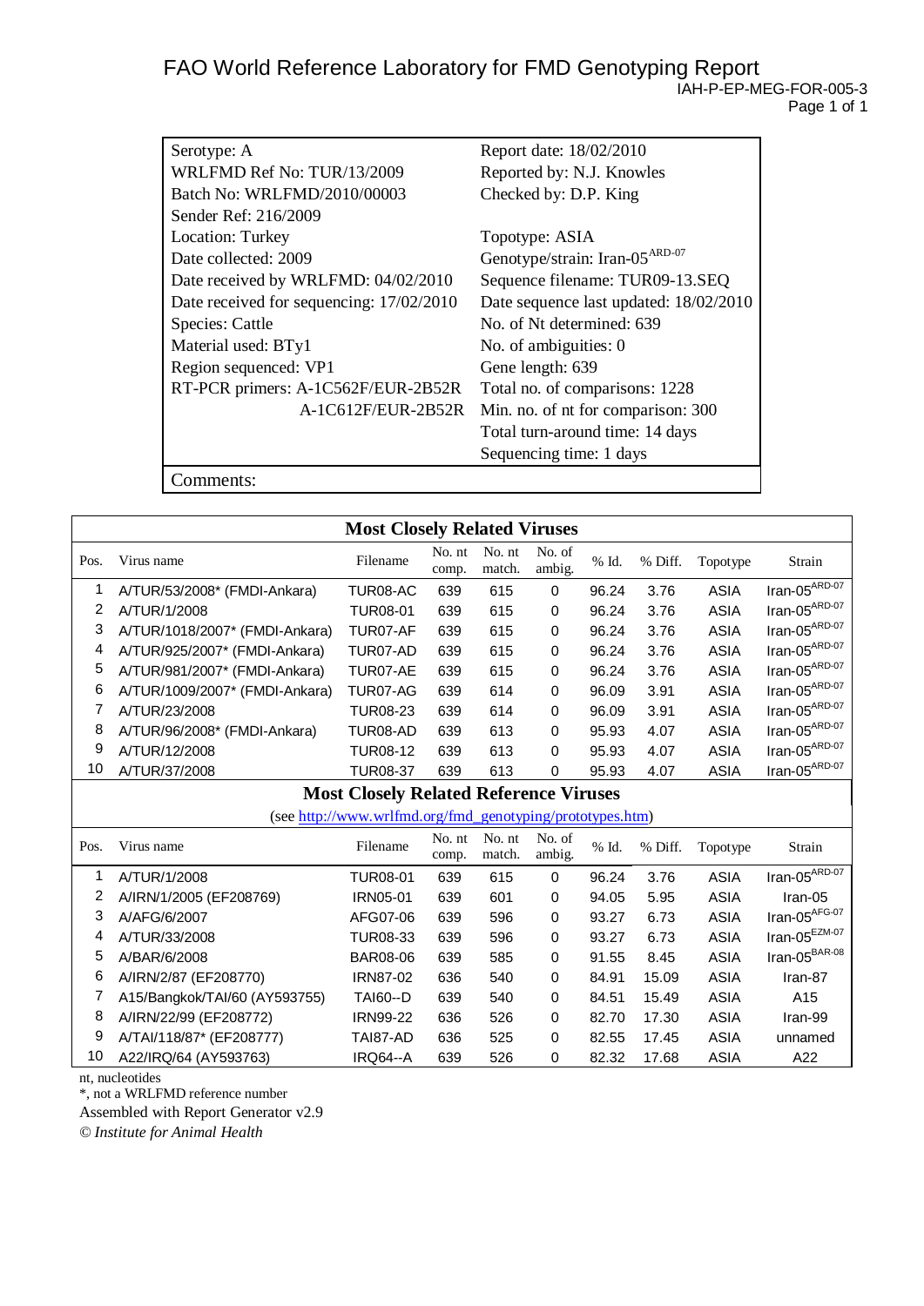# FAO World Reference Laboratory for FMD Genotyping Report

IAH-P-EP-MEG-FOR-005-3

| | |
|---|---|
| Serotype: A | Report date: 18/02/2010 |
| WRLFMD Ref No: TUR/13/2009 | Reported by: N.J. Knowles |
| Batch No: WRLFMD/2010/00003 | Checked by: D.P. King |
| Sender Ref: 216/2009 | |
| Location: Turkey | Topotype: ASIA |
| Date collected: 2009 | Genotype/strain: Iran-05[ARD-07] |
| Date received by WRLFMD: 04/02/2010 | Sequence filename: TUR09-13.SEQ |
| Date received for sequencing: 17/02/2010 | Date sequence last updated: 18/02/2010 |
| Species: Cattle | No. of Nt determined: 639 |
| Material used: BTy1 | No. of ambiguities: 0 |
| Region sequenced: VP1 | Gene length: 639 |
| RT-PCR primers: A-1C562F/EUR-2B52R | Total no. of comparisons: 1228 |
| A-1C612F/EUR-2B52R | Min. no. of nt for comparison: 300 |
| | Total turn-around time: 14 days |
| | Sequencing time: 1 days |
| Comments: | |

## Most Closely Related Viruses

| Pos. | Virus name | Filename | No. nt comp. | No. nt match. | No. of ambig. | % Id. | % Diff. | Topotype | Strain |
|---|---|---|---|---|---|---|---|---|---|
| 1 | A/TUR/53/2008* (FMDI-Ankara) | TUR08-AC | 639 | 615 | 0 | 96.24 | 3.76 | ASIA | Iran-05[ARD-07] |
| 2 | A/TUR/1/2008 | TUR08-01 | 639 | 615 | 0 | 96.24 | 3.76 | ASIA | Iran-05[ARD-07] |
| 3 | A/TUR/1018/2007* (FMDI-Ankara) | TUR07-AF | 639 | 615 | 0 | 96.24 | 3.76 | ASIA | Iran-05[ARD-07] |
| 4 | A/TUR/925/2007* (FMDI-Ankara) | TUR07-AD | 639 | 615 | 0 | 96.24 | 3.76 | ASIA | Iran-05[ARD-07] |
| 5 | A/TUR/981/2007* (FMDI-Ankara) | TUR07-AE | 639 | 615 | 0 | 96.24 | 3.76 | ASIA | Iran-05[ARD-07] |
| 6 | A/TUR/1009/2007* (FMDI-Ankara) | TUR07-AG | 639 | 614 | 0 | 96.09 | 3.91 | ASIA | Iran-05[ARD-07] |
| 7 | A/TUR/23/2008 | TUR08-23 | 639 | 614 | 0 | 96.09 | 3.91 | ASIA | Iran-05[ARD-07] |
| 8 | A/TUR/96/2008* (FMDI-Ankara) | TUR08-AD | 639 | 613 | 0 | 95.93 | 4.07 | ASIA | Iran-05[ARD-07] |
| 9 | A/TUR/12/2008 | TUR08-12 | 639 | 613 | 0 | 95.93 | 4.07 | ASIA | Iran-05[ARD-07] |
| 10 | A/TUR/37/2008 | TUR08-37 | 639 | 613 | 0 | 95.93 | 4.07 | ASIA | Iran-05[ARD-07] |

## Most Closely Related Reference Viruses

(see http://www.wrlfmd.org/fmd_genotyping/prototypes.htm)

| Pos. | Virus name | Filename | No. nt comp. | No. nt match. | No. of ambig. | % Id. | % Diff. | Topotype | Strain |
|---|---|---|---|---|---|---|---|---|---|
| 1 | A/TUR/1/2008 | TUR08-01 | 639 | 615 | 0 | 96.24 | 3.76 | ASIA | Iran-05[ARD-07] |
| 2 | A/IRN/1/2005 (EF208769) | IRN05-01 | 639 | 601 | 0 | 94.05 | 5.95 | ASIA | Iran-05 |
| 3 | A/AFG/6/2007 | AFG07-06 | 639 | 596 | 0 | 93.27 | 6.73 | ASIA | Iran-05[AFG-07] |
| 4 | A/TUR/33/2008 | TUR08-33 | 639 | 596 | 0 | 93.27 | 6.73 | ASIA | Iran-05[EZM-07] |
| 5 | A/BAR/6/2008 | BAR08-06 | 639 | 585 | 0 | 91.55 | 8.45 | ASIA | Iran-05[BAR-08] |
| 6 | A/IRN/2/87 (EF208770) | IRN87-02 | 636 | 540 | 0 | 84.91 | 15.09 | ASIA | Iran-87 |
| 7 | A15/Bangkok/TAI/60 (AY593755) | TAI60--D | 639 | 540 | 0 | 84.51 | 15.49 | ASIA | A15 |
| 8 | A/IRN/22/99 (EF208772) | IRN99-22 | 636 | 526 | 0 | 82.70 | 17.30 | ASIA | Iran-99 |
| 9 | A/TAI/118/87* (EF208777) | TAI87-AD | 636 | 525 | 0 | 82.55 | 17.45 | ASIA | unnamed |
| 10 | A22/IRQ/64 (AY593763) | IRQ64--A | 639 | 526 | 0 | 82.32 | 17.68 | ASIA | A22 |

nt, nucleotides

*, not a WRLFMD reference number

Assembled with Report Generator v2.9

*© Institute for Animal Health*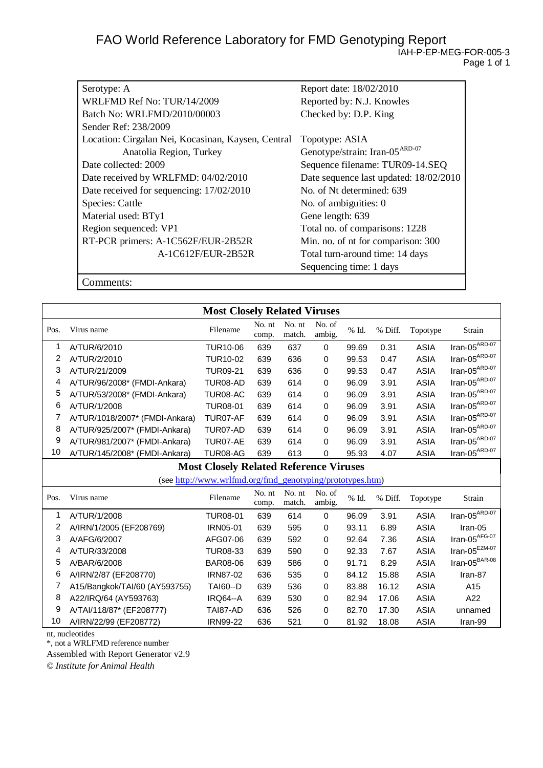# FAO World Reference Laboratory for FMD Genotyping Report

IAH-P-EP-MEG-FOR-005-3

| | |
|---|---|
| Serotype: A | Report date: 18/02/2010 |
| WRLFMD Ref No: TUR/14/2009 | Reported by: N.J. Knowles |
| Batch No: WRLFMD/2010/00003 | Checked by: D.P. King |
| Sender Ref: 238/2009 | |
| Location: Cirgalan Nei, Kocasinan, Kaysen, Central Anatolia Region, Turkey | Topotype: ASIA |
| | Genotype/strain: Iran-05[ARD-07] |
| Date collected: 2009 | Sequence filename: TUR09-14.SEQ |
| Date received by WRLFMD: 04/02/2010 | Date sequence last updated: 18/02/2010 |
| Date received for sequencing: 17/02/2010 | No. of Nt determined: 639 |
| Species: Cattle | No. of ambiguities: 0 |
| Material used: BTy1 | Gene length: 639 |
| Region sequenced: VP1 | Total no. of comparisons: 1228 |
| RT-PCR primers: A-1C562F/EUR-2B52R A-1C612F/EUR-2B52R | Min. no. of nt for comparison: 300 |
| | Total turn-around time: 14 days |
| | Sequencing time: 1 days |

Comments:

## Most Closely Related Viruses

| Pos. | Virus name | Filename | No. nt comp. | No. nt match. | No. of ambig. | % Id. | % Diff. | Topotype | Strain |
|---|---|---|---|---|---|---|---|---|---|
| 1 | A/TUR/6/2010 | TUR10-06 | 639 | 637 | 0 | 99.69 | 0.31 | ASIA | Iran-05[ARD-07] |
| 2 | A/TUR/2/2010 | TUR10-02 | 639 | 636 | 0 | 99.53 | 0.47 | ASIA | Iran-05[ARD-07] |
| 3 | A/TUR/21/2009 | TUR09-21 | 639 | 636 | 0 | 99.53 | 0.47 | ASIA | Iran-05[ARD-07] |
| 4 | A/TUR/96/2008* (FMDI-Ankara) | TUR08-AD | 639 | 614 | 0 | 96.09 | 3.91 | ASIA | Iran-05[ARD-07] |
| 5 | A/TUR/53/2008* (FMDI-Ankara) | TUR08-AC | 639 | 614 | 0 | 96.09 | 3.91 | ASIA | Iran-05[ARD-07] |
| 6 | A/TUR/1/2008 | TUR08-01 | 639 | 614 | 0 | 96.09 | 3.91 | ASIA | Iran-05[ARD-07] |
| 7 | A/TUR/1018/2007* (FMDI-Ankara) | TUR07-AF | 639 | 614 | 0 | 96.09 | 3.91 | ASIA | Iran-05[ARD-07] |
| 8 | A/TUR/925/2007* (FMDI-Ankara) | TUR07-AD | 639 | 614 | 0 | 96.09 | 3.91 | ASIA | Iran-05[ARD-07] |
| 9 | A/TUR/981/2007* (FMDI-Ankara) | TUR07-AE | 639 | 614 | 0 | 96.09 | 3.91 | ASIA | Iran-05[ARD-07] |
| 10 | A/TUR/145/2008* (FMDI-Ankara) | TUR08-AG | 639 | 613 | 0 | 95.93 | 4.07 | ASIA | Iran-05[ARD-07] |

## Most Closely Related Reference Viruses

(see http://www.wrlfmd.org/fmd_genotyping/prototypes.htm)

| Pos. | Virus name | Filename | No. nt comp. | No. nt match. | No. of ambig. | % Id. | % Diff. | Topotype | Strain |
|---|---|---|---|---|---|---|---|---|---|
| 1 | A/TUR/1/2008 | TUR08-01 | 639 | 614 | 0 | 96.09 | 3.91 | ASIA | Iran-05[ARD-07] |
| 2 | A/IRN/1/2005 (EF208769) | IRN05-01 | 639 | 595 | 0 | 93.11 | 6.89 | ASIA | Iran-05 |
| 3 | A/AFG/6/2007 | AFG07-06 | 639 | 592 | 0 | 92.64 | 7.36 | ASIA | Iran-05[AFG-07] |
| 4 | A/TUR/33/2008 | TUR08-33 | 639 | 590 | 0 | 92.33 | 7.67 | ASIA | Iran-05[EZM-07] |
| 5 | A/BAR/6/2008 | BAR08-06 | 639 | 586 | 0 | 91.71 | 8.29 | ASIA | Iran-05[BAR-08] |
| 6 | A/IRN/2/87 (EF208770) | IRN87-02 | 636 | 535 | 0 | 84.12 | 15.88 | ASIA | Iran-87 |
| 7 | A15/Bangkok/TAI/60 (AY593755) | TAI60--D | 639 | 536 | 0 | 83.88 | 16.12 | ASIA | A15 |
| 8 | A22/IRQ/64 (AY593763) | IRQ64--A | 639 | 530 | 0 | 82.94 | 17.06 | ASIA | A22 |
| 9 | A/TAI/118/87* (EF208777) | TAI87-AD | 636 | 526 | 0 | 82.70 | 17.30 | ASIA | unnamed |
| 10 | A/IRN/22/99 (EF208772) | IRN99-22 | 636 | 521 | 0 | 81.92 | 18.08 | ASIA | Iran-99 |

nt, nucleotides

*, not a WRLFMD reference number

Assembled with Report Generator v2.9

*© Institute for Animal Health*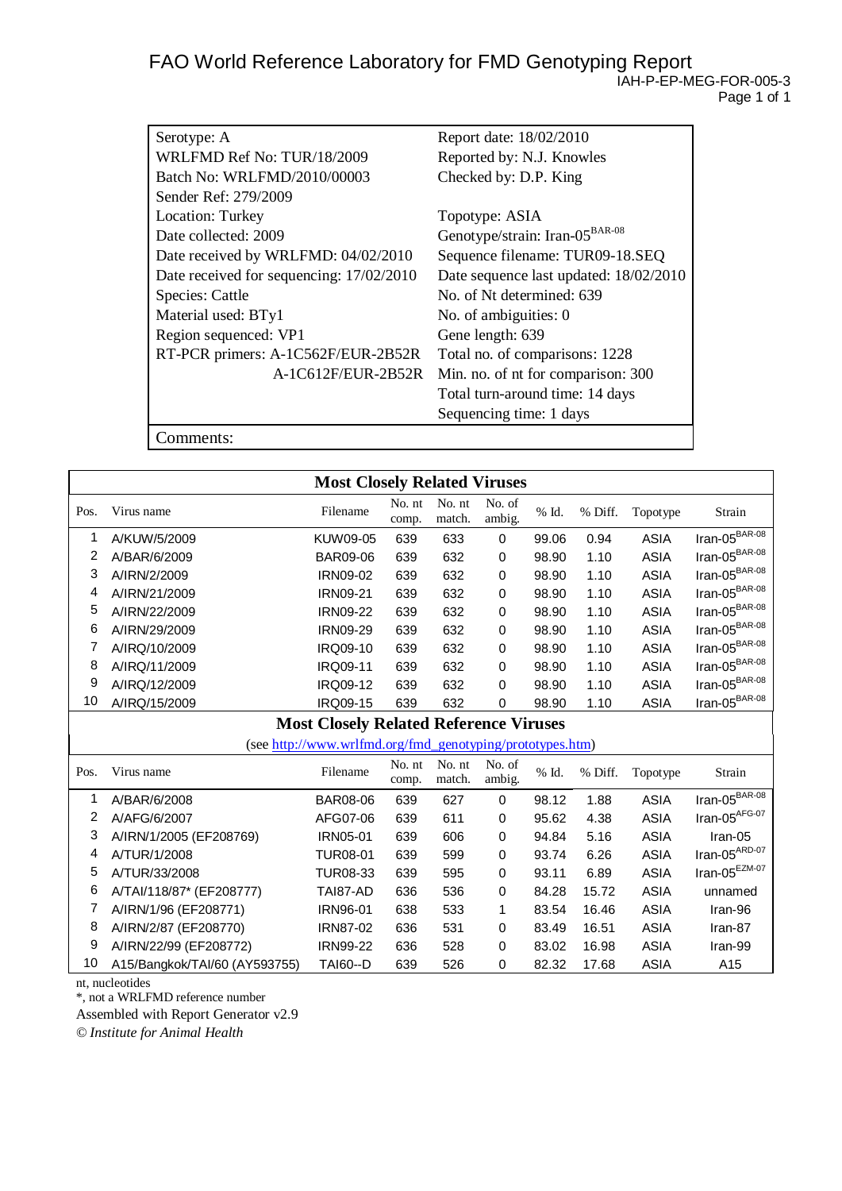# FAO World Reference Laboratory for FMD Genotyping Report

IAH-P-EP-MEG-FOR-005-3

| | |
|---|---|
| Serotype: A | Report date: 18/02/2010 |
| WRLFMD Ref No: TUR/18/2009 | Reported by: N.J. Knowles |
| Batch No: WRLFMD/2010/00003 | Checked by: D.P. King |
| Sender Ref: 279/2009 | |
| Location: Turkey | Topotype: ASIA |
| Date collected: 2009 | Genotype/strain: Iran-05[BAR-08] |
| Date received by WRLFMD: 04/02/2010 | Sequence filename: TUR09-18.SEQ |
| Date received for sequencing: 17/02/2010 | Date sequence last updated: 18/02/2010 |
| Species: Cattle | No. of Nt determined: 639 |
| Material used: BTy1 | No. of ambiguities: 0 |
| Region sequenced: VP1 | Gene length: 639 |
| RT-PCR primers: A-1C562F/EUR-2B52R | Total no. of comparisons: 1228 |
| A-1C612F/EUR-2B52R | Min. no. of nt for comparison: 300 |
| | Total turn-around time: 14 days |
| | Sequencing time: 1 days |
| Comments: | |

**Most Closely Related Viruses**

| Pos. | Virus name | Filename | No. nt comp. | No. nt match. | No. of ambig. | % Id. | % Diff. | Topotype | Strain |
|---|---|---|---|---|---|---|---|---|---|
| 1 | A/KUW/5/2009 | KUW09-05 | 639 | 633 | 0 | 99.06 | 0.94 | ASIA | Iran-05[BAR-08] |
| 2 | A/BAR/6/2009 | BAR09-06 | 639 | 632 | 0 | 98.90 | 1.10 | ASIA | Iran-05[BAR-08] |
| 3 | A/IRN/2/2009 | IRN09-02 | 639 | 632 | 0 | 98.90 | 1.10 | ASIA | Iran-05[BAR-08] |
| 4 | A/IRN/21/2009 | IRN09-21 | 639 | 632 | 0 | 98.90 | 1.10 | ASIA | Iran-05[BAR-08] |
| 5 | A/IRN/22/2009 | IRN09-22 | 639 | 632 | 0 | 98.90 | 1.10 | ASIA | Iran-05[BAR-08] |
| 6 | A/IRN/29/2009 | IRN09-29 | 639 | 632 | 0 | 98.90 | 1.10 | ASIA | Iran-05[BAR-08] |
| 7 | A/IRQ/10/2009 | IRQ09-10 | 639 | 632 | 0 | 98.90 | 1.10 | ASIA | Iran-05[BAR-08] |
| 8 | A/IRQ/11/2009 | IRQ09-11 | 639 | 632 | 0 | 98.90 | 1.10 | ASIA | Iran-05[BAR-08] |
| 9 | A/IRQ/12/2009 | IRQ09-12 | 639 | 632 | 0 | 98.90 | 1.10 | ASIA | Iran-05[BAR-08] |
| 10 | A/IRQ/15/2009 | IRQ09-15 | 639 | 632 | 0 | 98.90 | 1.10 | ASIA | Iran-05[BAR-08] |

**Most Closely Related Reference Viruses**

(see http://www.wrlfmd.org/fmd_genotyping/prototypes.htm)

| Pos. | Virus name | Filename | No. nt comp. | No. nt match. | No. of ambig. | % Id. | % Diff. | Topotype | Strain |
|---|---|---|---|---|---|---|---|---|---|
| 1 | A/BAR/6/2008 | BAR08-06 | 639 | 627 | 0 | 98.12 | 1.88 | ASIA | Iran-05[BAR-08] |
| 2 | A/AFG/6/2007 | AFG07-06 | 639 | 611 | 0 | 95.62 | 4.38 | ASIA | Iran-05[AFG-07] |
| 3 | A/IRN/1/2005 (EF208769) | IRN05-01 | 639 | 606 | 0 | 94.84 | 5.16 | ASIA | Iran-05 |
| 4 | A/TUR/1/2008 | TUR08-01 | 639 | 599 | 0 | 93.74 | 6.26 | ASIA | Iran-05[ARD-07] |
| 5 | A/TUR/33/2008 | TUR08-33 | 639 | 595 | 0 | 93.11 | 6.89 | ASIA | Iran-05[EZM-07] |
| 6 | A/TAI/118/87* (EF208777) | TAI87-AD | 636 | 536 | 0 | 84.28 | 15.72 | ASIA | unnamed |
| 7 | A/IRN/1/96 (EF208771) | IRN96-01 | 638 | 533 | 1 | 83.54 | 16.46 | ASIA | Iran-96 |
| 8 | A/IRN/2/87 (EF208770) | IRN87-02 | 636 | 531 | 0 | 83.49 | 16.51 | ASIA | Iran-87 |
| 9 | A/IRN/22/99 (EF208772) | IRN99-22 | 636 | 528 | 0 | 83.02 | 16.98 | ASIA | Iran-99 |
| 10 | A15/Bangkok/TAI/60 (AY593755) | TAI60--D | 639 | 526 | 0 | 82.32 | 17.68 | ASIA | A15 |

nt, nucleotides

*, not a WRLFMD reference number

Assembled with Report Generator v2.9

*© Institute for Animal Health*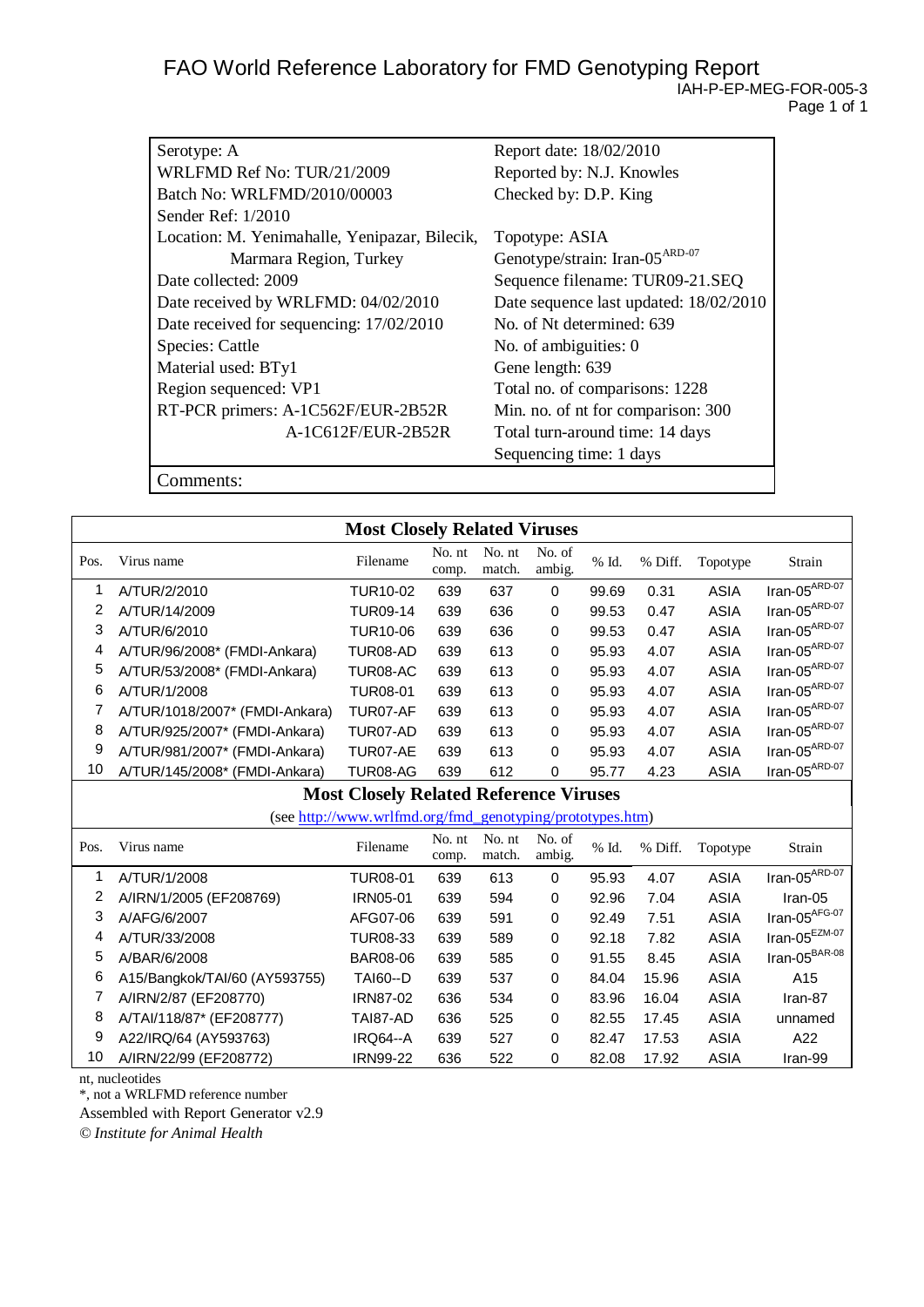# FAO World Reference Laboratory for FMD Genotyping Report

IAH-P-EP-MEG-FOR-005-3

| | |
|---|---|
| Serotype: A | Report date: 18/02/2010 |
| WRLFMD Ref No: TUR/21/2009 | Reported by: N.J. Knowles |
| Batch No: WRLFMD/2010/00003 | Checked by: D.P. King |
| Sender Ref: 1/2010 | |
| Location: M. Yenimahalle, Yenipazar, Bilecik, Marmara Region, Turkey | Topotype: ASIA |
| | Genotype/strain: Iran-05[ARD-07] |
| Date collected: 2009 | Sequence filename: TUR09-21.SEQ |
| Date received by WRLFMD: 04/02/2010 | Date sequence last updated: 18/02/2010 |
| Date received for sequencing: 17/02/2010 | No. of Nt determined: 639 |
| Species: Cattle | No. of ambiguities: 0 |
| Material used: BTy1 | Gene length: 639 |
| Region sequenced: VP1 | Total no. of comparisons: 1228 |
| RT-PCR primers: A-1C562F/EUR-2B52R | Min. no. of nt for comparison: 300 |
| A-1C612F/EUR-2B52R | Total turn-around time: 14 days |
| | Sequencing time: 1 days |

Comments:

## Most Closely Related Viruses

| Pos. | Virus name | Filename | No. nt comp. | No. nt match. | No. of ambig. | % Id. | % Diff. | Topotype | Strain |
|---|---|---|---|---|---|---|---|---|---|
| 1 | A/TUR/2/2010 | TUR10-02 | 639 | 637 | 0 | 99.69 | 0.31 | ASIA | Iran-05[ARD-07] |
| 2 | A/TUR/14/2009 | TUR09-14 | 639 | 636 | 0 | 99.53 | 0.47 | ASIA | Iran-05[ARD-07] |
| 3 | A/TUR/6/2010 | TUR10-06 | 639 | 636 | 0 | 99.53 | 0.47 | ASIA | Iran-05[ARD-07] |
| 4 | A/TUR/96/2008* (FMDI-Ankara) | TUR08-AD | 639 | 613 | 0 | 95.93 | 4.07 | ASIA | Iran-05[ARD-07] |
| 5 | A/TUR/53/2008* (FMDI-Ankara) | TUR08-AC | 639 | 613 | 0 | 95.93 | 4.07 | ASIA | Iran-05[ARD-07] |
| 6 | A/TUR/1/2008 | TUR08-01 | 639 | 613 | 0 | 95.93 | 4.07 | ASIA | Iran-05[ARD-07] |
| 7 | A/TUR/1018/2007* (FMDI-Ankara) | TUR07-AF | 639 | 613 | 0 | 95.93 | 4.07 | ASIA | Iran-05[ARD-07] |
| 8 | A/TUR/925/2007* (FMDI-Ankara) | TUR07-AD | 639 | 613 | 0 | 95.93 | 4.07 | ASIA | Iran-05[ARD-07] |
| 9 | A/TUR/981/2007* (FMDI-Ankara) | TUR07-AE | 639 | 613 | 0 | 95.93 | 4.07 | ASIA | Iran-05[ARD-07] |
| 10 | A/TUR/145/2008* (FMDI-Ankara) | TUR08-AG | 639 | 612 | 0 | 95.77 | 4.23 | ASIA | Iran-05[ARD-07] |

## Most Closely Related Reference Viruses

(see http://www.wrlfmd.org/fmd_genotyping/prototypes.htm)

| Pos. | Virus name | Filename | No. nt comp. | No. nt match. | No. of ambig. | % Id. | % Diff. | Topotype | Strain |
|---|---|---|---|---|---|---|---|---|---|
| 1 | A/TUR/1/2008 | TUR08-01 | 639 | 613 | 0 | 95.93 | 4.07 | ASIA | Iran-05[ARD-07] |
| 2 | A/IRN/1/2005 (EF208769) | IRN05-01 | 639 | 594 | 0 | 92.96 | 7.04 | ASIA | Iran-05 |
| 3 | A/AFG/6/2007 | AFG07-06 | 639 | 591 | 0 | 92.49 | 7.51 | ASIA | Iran-05[AFG-07] |
| 4 | A/TUR/33/2008 | TUR08-33 | 639 | 589 | 0 | 92.18 | 7.82 | ASIA | Iran-05[EZM-07] |
| 5 | A/BAR/6/2008 | BAR08-06 | 639 | 585 | 0 | 91.55 | 8.45 | ASIA | Iran-05[BAR-08] |
| 6 | A15/Bangkok/TAI/60 (AY593755) | TAI60--D | 639 | 537 | 0 | 84.04 | 15.96 | ASIA | A15 |
| 7 | A/IRN/2/87 (EF208770) | IRN87-02 | 636 | 534 | 0 | 83.96 | 16.04 | ASIA | Iran-87 |
| 8 | A/TAI/118/87* (EF208777) | TAI87-AD | 636 | 525 | 0 | 82.55 | 17.45 | ASIA | unnamed |
| 9 | A22/IRQ/64 (AY593763) | IRQ64--A | 639 | 527 | 0 | 82.47 | 17.53 | ASIA | A22 |
| 10 | A/IRN/22/99 (EF208772) | IRN99-22 | 636 | 522 | 0 | 82.08 | 17.92 | ASIA | Iran-99 |

nt, nucleotides

*, not a WRLFMD reference number

Assembled with Report Generator v2.9

*© Institute for Animal Health*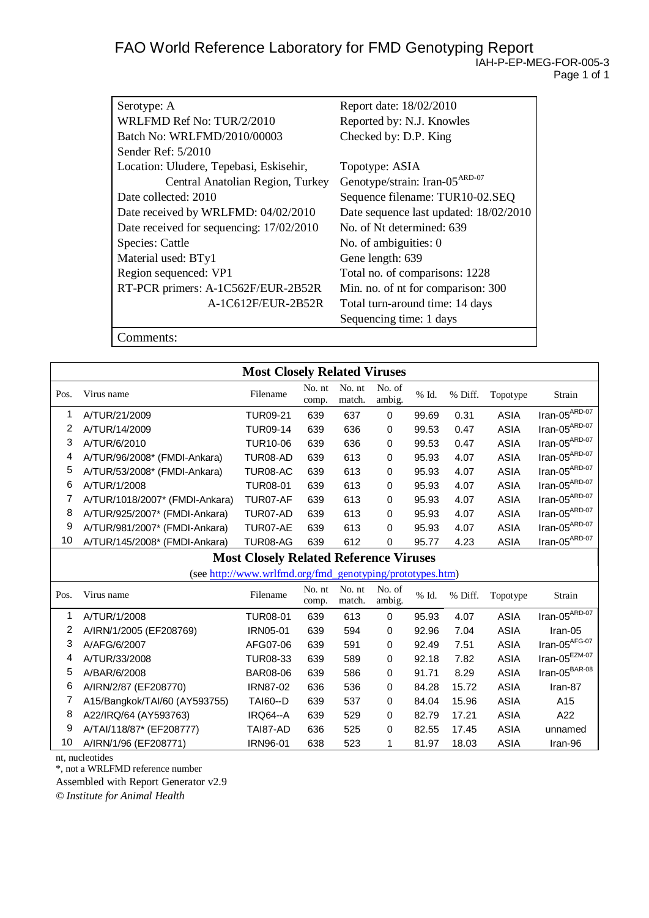# FAO World Reference Laboratory for FMD Genotyping Report

IAH-P-EP-MEG-FOR-005-3

| | |
|---|---|
| Serotype: A | Report date: 18/02/2010 |
| WRLFMD Ref No: TUR/2/2010 | Reported by: N.J. Knowles |
| Batch No: WRLFMD/2010/00003 | Checked by: D.P. King |
| Sender Ref: 5/2010 | |
| Location: Uludere, Tepebasi, Eskisehir, Central Anatolian Region, Turkey | Topotype: ASIA |
| | Genotype/strain: Iran-05$^{ARD-07}$ |
| Date collected: 2010 | Sequence filename: TUR10-02.SEQ |
| Date received by WRLFMD: 04/02/2010 | Date sequence last updated: 18/02/2010 |
| Date received for sequencing: 17/02/2010 | No. of Nt determined: 639 |
| Species: Cattle | No. of ambiguities: 0 |
| Material used: BTy1 | Gene length: 639 |
| Region sequenced: VP1 | Total no. of comparisons: 1228 |
| RT-PCR primers: A-1C562F/EUR-2B52R | Min. no. of nt for comparison: 300 |
| A-1C612F/EUR-2B52R | Total turn-around time: 14 days |
| | Sequencing time: 1 days |
| Comments: | |

## Most Closely Related Viruses

| Pos. | Virus name | Filename | No. nt comp. | No. nt match. | No. of ambig. | % Id. | % Diff. | Topotype | Strain |
|---|---|---|---|---|---|---|---|---|---|
| 1 | A/TUR/21/2009 | TUR09-21 | 639 | 637 | 0 | 99.69 | 0.31 | ASIA | Iran-05$^{ARD-07}$ |
| 2 | A/TUR/14/2009 | TUR09-14 | 639 | 636 | 0 | 99.53 | 0.47 | ASIA | Iran-05$^{ARD-07}$ |
| 3 | A/TUR/6/2010 | TUR10-06 | 639 | 636 | 0 | 99.53 | 0.47 | ASIA | Iran-05$^{ARD-07}$ |
| 4 | A/TUR/96/2008* (FMDI-Ankara) | TUR08-AD | 639 | 613 | 0 | 95.93 | 4.07 | ASIA | Iran-05$^{ARD-07}$ |
| 5 | A/TUR/53/2008* (FMDI-Ankara) | TUR08-AC | 639 | 613 | 0 | 95.93 | 4.07 | ASIA | Iran-05$^{ARD-07}$ |
| 6 | A/TUR/1/2008 | TUR08-01 | 639 | 613 | 0 | 95.93 | 4.07 | ASIA | Iran-05$^{ARD-07}$ |
| 7 | A/TUR/1018/2007* (FMDI-Ankara) | TUR07-AF | 639 | 613 | 0 | 95.93 | 4.07 | ASIA | Iran-05$^{ARD-07}$ |
| 8 | A/TUR/925/2007* (FMDI-Ankara) | TUR07-AD | 639 | 613 | 0 | 95.93 | 4.07 | ASIA | Iran-05$^{ARD-07}$ |
| 9 | A/TUR/981/2007* (FMDI-Ankara) | TUR07-AE | 639 | 613 | 0 | 95.93 | 4.07 | ASIA | Iran-05$^{ARD-07}$ |
| 10 | A/TUR/145/2008* (FMDI-Ankara) | TUR08-AG | 639 | 612 | 0 | 95.77 | 4.23 | ASIA | Iran-05$^{ARD-07}$ |

## Most Closely Related Reference Viruses

(see http://www.wrlfmd.org/fmd_genotyping/prototypes.htm)

| Pos. | Virus name | Filename | No. nt comp. | No. nt match. | No. of ambig. | % Id. | % Diff. | Topotype | Strain |
|---|---|---|---|---|---|---|---|---|---|
| 1 | A/TUR/1/2008 | TUR08-01 | 639 | 613 | 0 | 95.93 | 4.07 | ASIA | Iran-05$^{ARD-07}$ |
| 2 | A/IRN/1/2005 (EF208769) | IRN05-01 | 639 | 594 | 0 | 92.96 | 7.04 | ASIA | Iran-05 |
| 3 | A/AFG/6/2007 | AFG07-06 | 639 | 591 | 0 | 92.49 | 7.51 | ASIA | Iran-05$^{AFG-07}$ |
| 4 | A/TUR/33/2008 | TUR08-33 | 639 | 589 | 0 | 92.18 | 7.82 | ASIA | Iran-05$^{EZM-07}$ |
| 5 | A/BAR/6/2008 | BAR08-06 | 639 | 586 | 0 | 91.71 | 8.29 | ASIA | Iran-05$^{BAR-08}$ |
| 6 | A/IRN/2/87 (EF208770) | IRN87-02 | 636 | 536 | 0 | 84.28 | 15.72 | ASIA | Iran-87 |
| 7 | A15/Bangkok/TAI/60 (AY593755) | TAI60--D | 639 | 537 | 0 | 84.04 | 15.96 | ASIA | A15 |
| 8 | A22/IRQ/64 (AY593763) | IRQ64--A | 639 | 529 | 0 | 82.79 | 17.21 | ASIA | A22 |
| 9 | A/TAI/118/87* (EF208777) | TAI87-AD | 636 | 525 | 0 | 82.55 | 17.45 | ASIA | unnamed |
| 10 | A/IRN/1/96 (EF208771) | IRN96-01 | 638 | 523 | 1 | 81.97 | 18.03 | ASIA | Iran-96 |

nt, nucleotides

*, not a WRLFMD reference number

Assembled with Report Generator v2.9

*© Institute for Animal Health*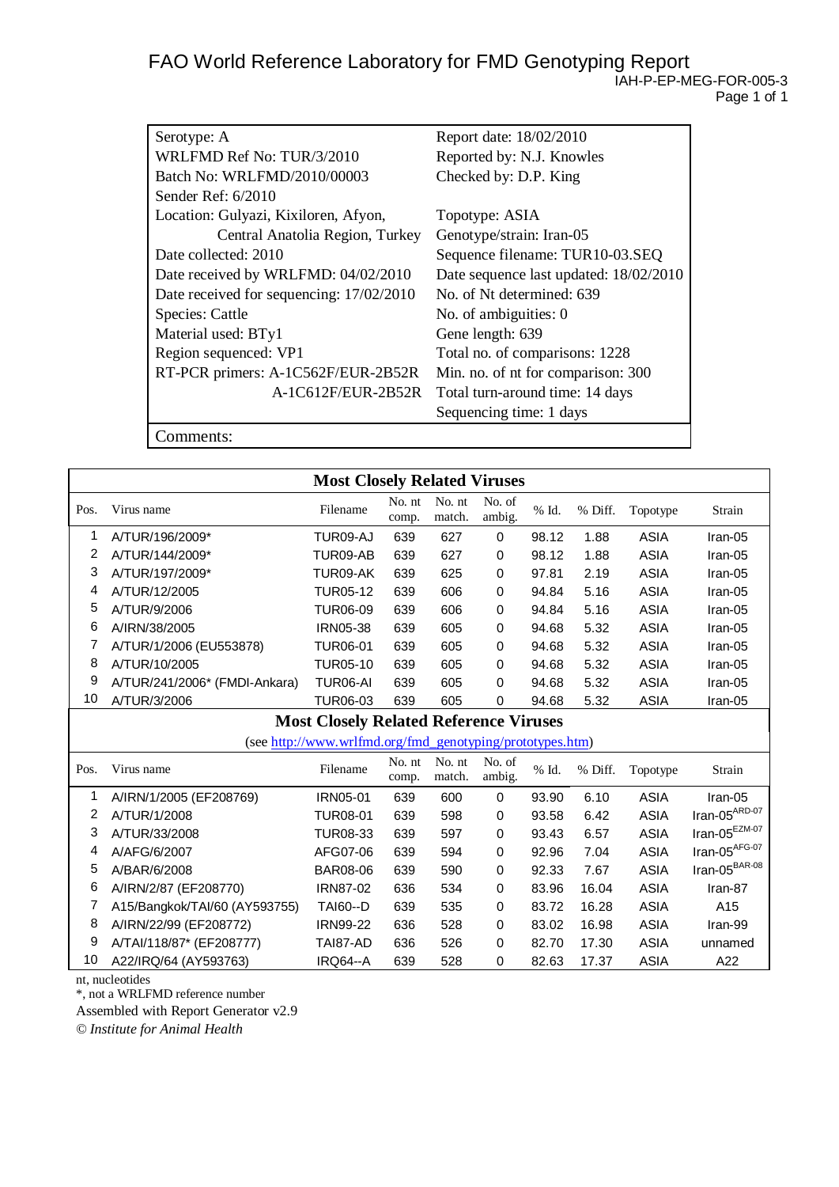# FAO World Reference Laboratory for FMD Genotyping Report

IAH-P-EP-MEG-FOR-005-3

| | |
|---|---|
| Serotype: A | Report date: 18/02/2010 |
| WRLFMD Ref No: TUR/3/2010 | Reported by: N.J. Knowles |
| Batch No: WRLFMD/2010/00003 | Checked by: D.P. King |
| Sender Ref: 6/2010 | |
| Location: Gulyazi, Kixiloren, Afyon, Central Anatolia Region, Turkey | Topotype: ASIA |
| | Genotype/strain: Iran-05 |
| Date collected: 2010 | Sequence filename: TUR10-03.SEQ |
| Date received by WRLFMD: 04/02/2010 | Date sequence last updated: 18/02/2010 |
| Date received for sequencing: 17/02/2010 | No. of Nt determined: 639 |
| Species: Cattle | No. of ambiguities: 0 |
| Material used: BTy1 | Gene length: 639 |
| Region sequenced: VP1 | Total no. of comparisons: 1228 |
| RT-PCR primers: A-1C562F/EUR-2B52R | Min. no. of nt for comparison: 300 |
| A-1C612F/EUR-2B52R | Total turn-around time: 14 days |
| | Sequencing time: 1 days |
| Comments: | |

## Most Closely Related Viruses

| Pos. | Virus name | Filename | No. nt comp. | No. nt match. | No. of ambig. | % Id. | % Diff. | Topotype | Strain |
|---|---|---|---|---|---|---|---|---|---|
| 1 | A/TUR/196/2009* | TUR09-AJ | 639 | 627 | 0 | 98.12 | 1.88 | ASIA | Iran-05 |
| 2 | A/TUR/144/2009* | TUR09-AB | 639 | 627 | 0 | 98.12 | 1.88 | ASIA | Iran-05 |
| 3 | A/TUR/197/2009* | TUR09-AK | 639 | 625 | 0 | 97.81 | 2.19 | ASIA | Iran-05 |
| 4 | A/TUR/12/2005 | TUR05-12 | 639 | 606 | 0 | 94.84 | 5.16 | ASIA | Iran-05 |
| 5 | A/TUR/9/2006 | TUR06-09 | 639 | 606 | 0 | 94.84 | 5.16 | ASIA | Iran-05 |
| 6 | A/IRN/38/2005 | IRN05-38 | 639 | 605 | 0 | 94.68 | 5.32 | ASIA | Iran-05 |
| 7 | A/TUR/1/2006 (EU553878) | TUR06-01 | 639 | 605 | 0 | 94.68 | 5.32 | ASIA | Iran-05 |
| 8 | A/TUR/10/2005 | TUR05-10 | 639 | 605 | 0 | 94.68 | 5.32 | ASIA | Iran-05 |
| 9 | A/TUR/241/2006* (FMDI-Ankara) | TUR06-AI | 639 | 605 | 0 | 94.68 | 5.32 | ASIA | Iran-05 |
| 10 | A/TUR/3/2006 | TUR06-03 | 639 | 605 | 0 | 94.68 | 5.32 | ASIA | Iran-05 |

## Most Closely Related Reference Viruses

(see http://www.wrlfmd.org/fmd_genotyping/prototypes.htm)

| Pos. | Virus name | Filename | No. nt comp. | No. nt match. | No. of ambig. | % Id. | % Diff. | Topotype | Strain |
|---|---|---|---|---|---|---|---|---|---|
| 1 | A/IRN/1/2005 (EF208769) | IRN05-01 | 639 | 600 | 0 | 93.90 | 6.10 | ASIA | Iran-05 |
| 2 | A/TUR/1/2008 | TUR08-01 | 639 | 598 | 0 | 93.58 | 6.42 | ASIA | Iran-05[ARD-07] |
| 3 | A/TUR/33/2008 | TUR08-33 | 639 | 597 | 0 | 93.43 | 6.57 | ASIA | Iran-05[EZM-07] |
| 4 | A/AFG/6/2007 | AFG07-06 | 639 | 594 | 0 | 92.96 | 7.04 | ASIA | Iran-05[AFG-07] |
| 5 | A/BAR/6/2008 | BAR08-06 | 639 | 590 | 0 | 92.33 | 7.67 | ASIA | Iran-05[BAR-08] |
| 6 | A/IRN/2/87 (EF208770) | IRN87-02 | 636 | 534 | 0 | 83.96 | 16.04 | ASIA | Iran-87 |
| 7 | A15/Bangkok/TAI/60 (AY593755) | TAI60--D | 639 | 535 | 0 | 83.72 | 16.28 | ASIA | A15 |
| 8 | A/IRN/22/99 (EF208772) | IRN99-22 | 636 | 528 | 0 | 83.02 | 16.98 | ASIA | Iran-99 |
| 9 | A/TAI/118/87* (EF208777) | TAI87-AD | 636 | 526 | 0 | 82.70 | 17.30 | ASIA | unnamed |
| 10 | A22/IRQ/64 (AY593763) | IRQ64--A | 639 | 528 | 0 | 82.63 | 17.37 | ASIA | A22 |

nt, nucleotides

*, not a WRLFMD reference number

Assembled with Report Generator v2.9

*© Institute for Animal Health*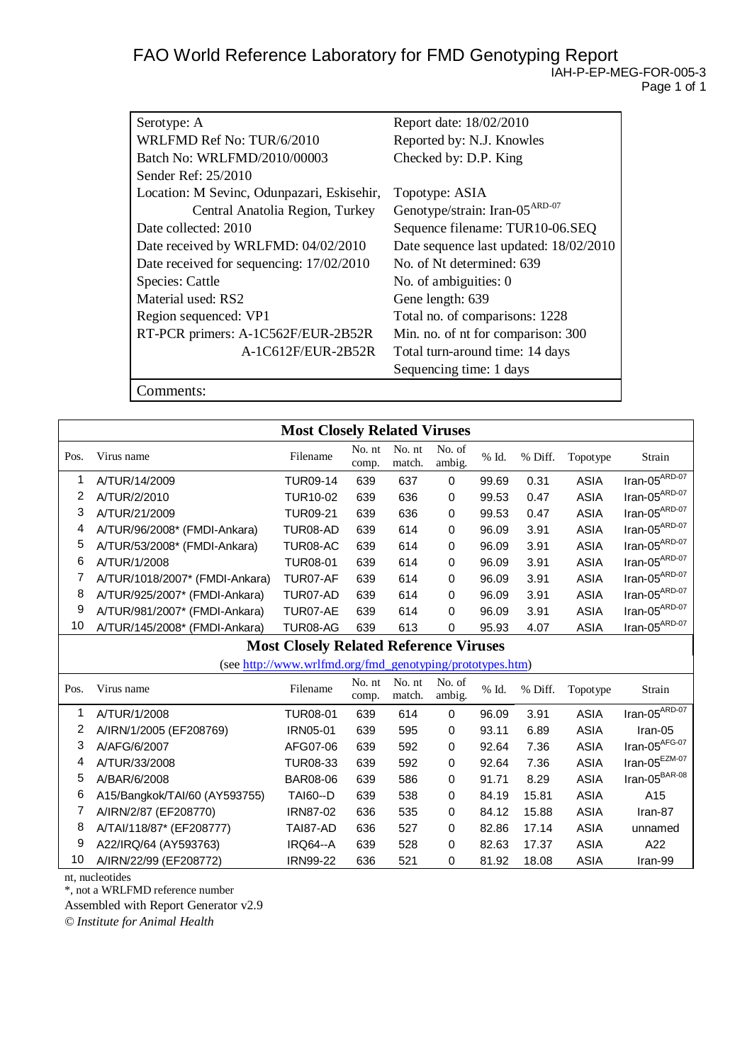# FAO World Reference Laboratory for FMD Genotyping Report

IAH-P-EP-MEG-FOR-005-3

| | |
|---|---|
| Serotype: A | Report date: 18/02/2010 |
| WRLFMD Ref No: TUR/6/2010 | Reported by: N.J. Knowles |
| Batch No: WRLFMD/2010/00003 | Checked by: D.P. King |
| Sender Ref: 25/2010 | |
| Location: M Sevinc, Odunpazari, Eskisehir, Central Anatolia Region, Turkey | Topotype: ASIA |
| | Genotype/strain: Iran-05$^{ARD-07}$ |
| Date collected: 2010 | Sequence filename: TUR10-06.SEQ |
| Date received by WRLFMD: 04/02/2010 | Date sequence last updated: 18/02/2010 |
| Date received for sequencing: 17/02/2010 | No. of Nt determined: 639 |
| Species: Cattle | No. of ambiguities: 0 |
| Material used: RS2 | Gene length: 639 |
| Region sequenced: VP1 | Total no. of comparisons: 1228 |
| RT-PCR primers: A-1C562F/EUR-2B52R | Min. no. of nt for comparison: 300 |
| A-1C612F/EUR-2B52R | Total turn-around time: 14 days |
| | Sequencing time: 1 days |

Comments:

## Most Closely Related Viruses

| Pos. | Virus name | Filename | No. nt comp. | No. nt match. | No. of ambig. | % Id. | % Diff. | Topotype | Strain |
|---|---|---|---|---|---|---|---|---|---|
| 1 | A/TUR/14/2009 | TUR09-14 | 639 | 637 | 0 | 99.69 | 0.31 | ASIA | Iran-05$^{ARD-07}$ |
| 2 | A/TUR/2/2010 | TUR10-02 | 639 | 636 | 0 | 99.53 | 0.47 | ASIA | Iran-05$^{ARD-07}$ |
| 3 | A/TUR/21/2009 | TUR09-21 | 639 | 636 | 0 | 99.53 | 0.47 | ASIA | Iran-05$^{ARD-07}$ |
| 4 | A/TUR/96/2008* (FMDI-Ankara) | TUR08-AD | 639 | 614 | 0 | 96.09 | 3.91 | ASIA | Iran-05$^{ARD-07}$ |
| 5 | A/TUR/53/2008* (FMDI-Ankara) | TUR08-AC | 639 | 614 | 0 | 96.09 | 3.91 | ASIA | Iran-05$^{ARD-07}$ |
| 6 | A/TUR/1/2008 | TUR08-01 | 639 | 614 | 0 | 96.09 | 3.91 | ASIA | Iran-05$^{ARD-07}$ |
| 7 | A/TUR/1018/2007* (FMDI-Ankara) | TUR07-AF | 639 | 614 | 0 | 96.09 | 3.91 | ASIA | Iran-05$^{ARD-07}$ |
| 8 | A/TUR/925/2007* (FMDI-Ankara) | TUR07-AD | 639 | 614 | 0 | 96.09 | 3.91 | ASIA | Iran-05$^{ARD-07}$ |
| 9 | A/TUR/981/2007* (FMDI-Ankara) | TUR07-AE | 639 | 614 | 0 | 96.09 | 3.91 | ASIA | Iran-05$^{ARD-07}$ |
| 10 | A/TUR/145/2008* (FMDI-Ankara) | TUR08-AG | 639 | 613 | 0 | 95.93 | 4.07 | ASIA | Iran-05$^{ARD-07}$ |

## Most Closely Related Reference Viruses

(see http://www.wrlfmd.org/fmd_genotyping/prototypes.htm)

| Pos. | Virus name | Filename | No. nt comp. | No. nt match. | No. of ambig. | % Id. | % Diff. | Topotype | Strain |
|---|---|---|---|---|---|---|---|---|---|
| 1 | A/TUR/1/2008 | TUR08-01 | 639 | 614 | 0 | 96.09 | 3.91 | ASIA | Iran-05$^{ARD-07}$ |
| 2 | A/IRN/1/2005 (EF208769) | IRN05-01 | 639 | 595 | 0 | 93.11 | 6.89 | ASIA | Iran-05 |
| 3 | A/AFG/6/2007 | AFG07-06 | 639 | 592 | 0 | 92.64 | 7.36 | ASIA | Iran-05$^{AFG-07}$ |
| 4 | A/TUR/33/2008 | TUR08-33 | 639 | 592 | 0 | 92.64 | 7.36 | ASIA | Iran-05$^{EZM-07}$ |
| 5 | A/BAR/6/2008 | BAR08-06 | 639 | 586 | 0 | 91.71 | 8.29 | ASIA | Iran-05$^{BAR-08}$ |
| 6 | A15/Bangkok/TAI/60 (AY593755) | TAI60--D | 639 | 538 | 0 | 84.19 | 15.81 | ASIA | A15 |
| 7 | A/IRN/2/87 (EF208770) | IRN87-02 | 636 | 535 | 0 | 84.12 | 15.88 | ASIA | Iran-87 |
| 8 | A/TAI/118/87* (EF208777) | TAI87-AD | 636 | 527 | 0 | 82.86 | 17.14 | ASIA | unnamed |
| 9 | A22/IRQ/64 (AY593763) | IRQ64--A | 639 | 528 | 0 | 82.63 | 17.37 | ASIA | A22 |
| 10 | A/IRN/22/99 (EF208772) | IRN99-22 | 636 | 521 | 0 | 81.92 | 18.08 | ASIA | Iran-99 |

nt, nucleotides

*, not a WRLFMD reference number

Assembled with Report Generator v2.9

© *Institute for Animal Health*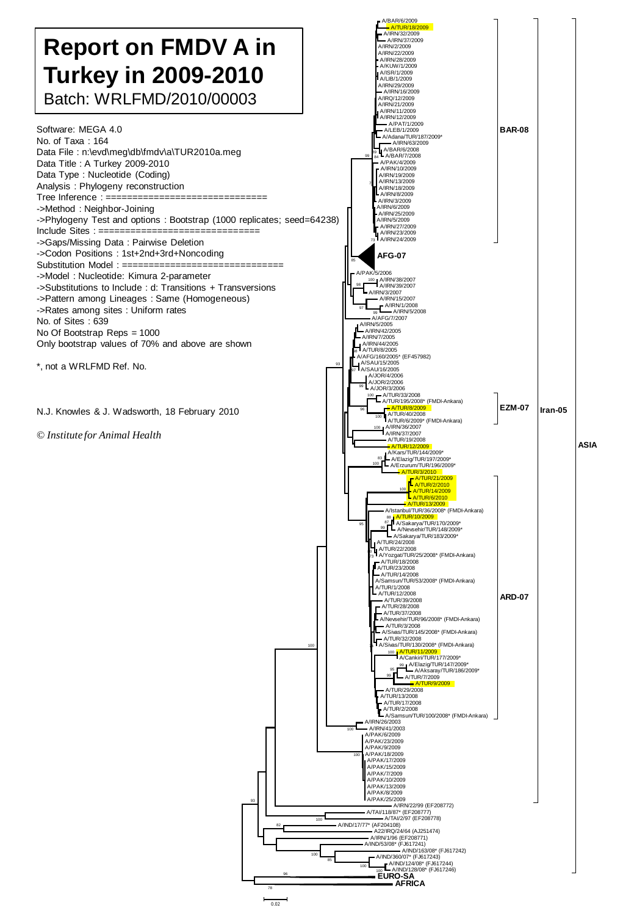# Report on FMDV A in Turkey in 2009-2010

Batch: WRLFMD/2010/00003

Software: MEGA 4.0
No. of Taxa : 164
Data File : n:\evd\meg\db\fmdv\a\TUR2010a.meg
Data Title : A Turkey 2009-2010
Data Type : Nucleotide (Coding)
Analysis : Phylogeny reconstruction
Tree Inference : ==============================
->Method : Neighbor-Joining
->Phylogeny Test and options : Bootstrap (1000 replicates; seed=64238)
Include Sites : ==============================
->Gaps/Missing Data : Pairwise Deletion
->Codon Positions : 1st+2nd+3rd+Noncoding
Substitution Model : ==============================
->Model : Nucleotide: Kimura 2-parameter
->Substitutions to Include : d: Transitions + Transversions
->Pattern among Lineages : Same (Homogeneous)
->Rates among sites : Uniform rates
No. of Sites : 639
No Of Bootstrap Reps = 1000
Only bootstrap values of 70% and above are shown

*, not a WRLFMD Ref. No.

N.J. Knowles & J. Wadsworth, 18 February 2010

*© Institute for Animal Health*

A/BAR/6/2009
A/TUR/18/2009
A/IRN/32/2009
A/IRN/37/2009
A/IRN/2/2009
A/IRN/22/2009
A/IRN/28/2009
A/KUW/1/2009
A/ISR/1/2009
A/LIB/1/2009
A/IRN/29/2009
A/IRN/16/2009
A/IRQ/12/2009
A/IRN/21/2009
A/IRN/11/2009
A/IRN/12/2009
A/PAT/1/2009
A/LEB/1/2009
A/Adana/TUR/187/2009*
A/IRN/63/2009
A/BAR/6/2008
A/BAR/7/2008
A/PAK/4/2009
A/IRN/10/2009
A/IRN/19/2009
A/IRN/13/2009
A/IRN/18/2009
A/IRN/8/2009
A/IRN/3/2009
A/IRN/6/2009
A/IRN/25/2009
A/IRN/5/2009
A/IRN/27/2009
A/IRN/23/2009
A/IRN/24/2009
BAR-08
AFG-07
A/PAK/5/2006
A/IRN/38/2007
A/IRN/39/2007
A/IRN/3/2007
A/IRN/15/2007
A/IRN/1/2008
A/IRN/5/2008
A/AFG/7/2007
A/IRN/5/2005
A/IRN/42/2005
A/IRN/7/2005
A/IRN/44/2005
A/TUR/8/2005
A/AFG/160/2005* (EF457982)
A/SAU/15/2005
A/SAU/16/2005
A/JOR/4/2006
A/JOR/2/2006
A/JOR/3/2006
A/TUR/33/2008
A/TUR/195/2008* (FMDI-Ankara)
A/TUR/8/2009
A/TUR/40/2008
A/TUR/6/2009* (FMDI-Ankara)
EZM-07
Iran-05
A/IRN/36/2007
A/IRN/37/2007
A/TUR/19/2008
A/TUR/12/2009
A/Kars/TUR/144/2009*
A/Elazig/TUR/197/2009*
A/Erzurum/TUR/196/2009*
A/TUR/3/2010
A/TUR/21/2009
A/TUR/2/2010
A/TUR/14/2009
A/TUR/6/2010
A/TUR/13/2009
A/Istanbul/TUR/36/2008* (FMDI-Ankara)
A/TUR/10/2009
A/Sakarya/TUR/170/2009*
A/Nevsehir/TUR/148/2009*
A/Sakarya/TUR/183/2009*
A/TUR/24/2008
A/TUR/22/2008
A/Yozgat/TUR/25/2008* (FMDI-Ankara)
A/TUR/18/2008
A/TUR/23/2008
A/TUR/14/2008
A/Samsun/TUR/53/2008* (FMDI-Ankara)
A/TUR/1/2008
A/TUR/12/2008
A/TUR/39/2008
A/TUR/28/2008
A/TUR/37/2008
A/Nevsehir/TUR/96/2008* (FMDI-Ankara)
A/TUR/3/2008
A/Sivas/TUR/145/2008* (FMDI-Ankara)
A/TUR/32/2008
A/Sivas/TUR/130/2008* (FMDI-Ankara)
A/TUR/11/2009
A/Cankiri/TUR/177/2009*
A/Elazig/TUR/147/2009*
A/Aksaray/TUR/186/2009*
A/TUR/7/2009
A/TUR/9/2009
A/TUR/29/2008
A/TUR/13/2008
A/TUR/17/2008
A/TUR/2/2008
A/Samsun/TUR/100/2008* (FMDI-Ankara)
ARD-07
ASIA
A/IRN/26/2003
A/IRN/41/2003
A/PAK/6/2009
A/PAK/23/2009
A/PAK/9/2009
A/PAK/18/2009
A/PAK/17/2009
A/PAK/15/2009
A/PAK/7/2009
A/PAK/10/2009
A/PAK/13/2009
A/PAK/8/2009
A/PAK/25/2009
A/IRN/22/99 (EF208772)
A/TAI/118/87* (EF208777)
A/TAI/2/97 (EF208778)
A/IND/17/77* (AF204108)
A22/IRQ/24/64 (AJ251474)
A/IRN/1/96 (EF208771)
A/IND/53/08* (FJ617241)
A/IND/163/08* (FJ617242)
A/IND/360/07* (FJ617243)
A/IND/124/08* (FJ617244)
A/IND/128/08* (FJ617246)
EURO-SA
AFRICA

0.02